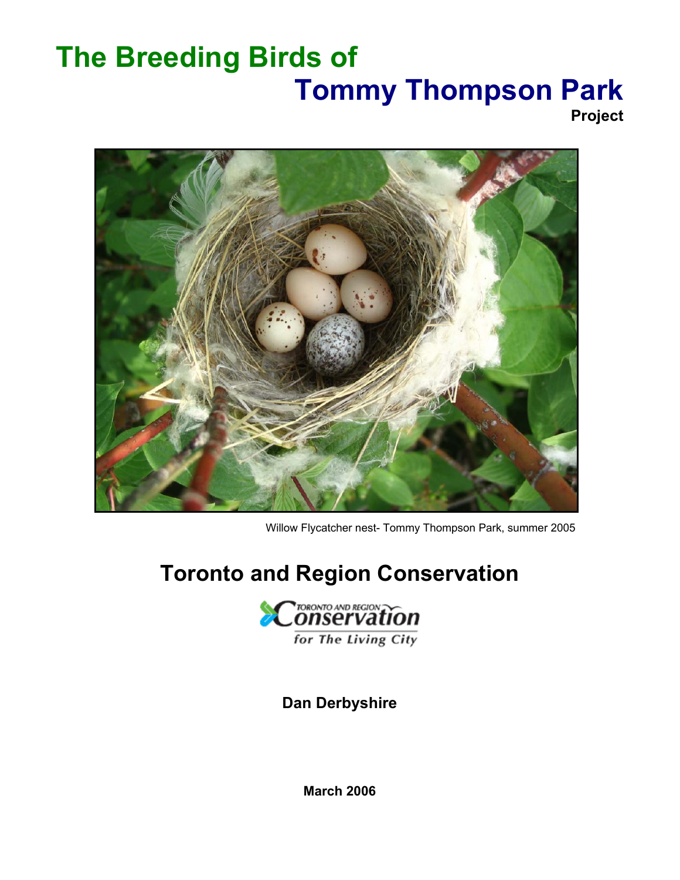# The Breeding Birds of Tommy Thompson Park

**Project**

Willow Flycatcher nest- Tommy Thompson Park, summer 2005

## Toronto and Region Conservation

TORONTO AND REGION Conservation

*for The Living City*

**Dan Derbyshire**

**March 2006**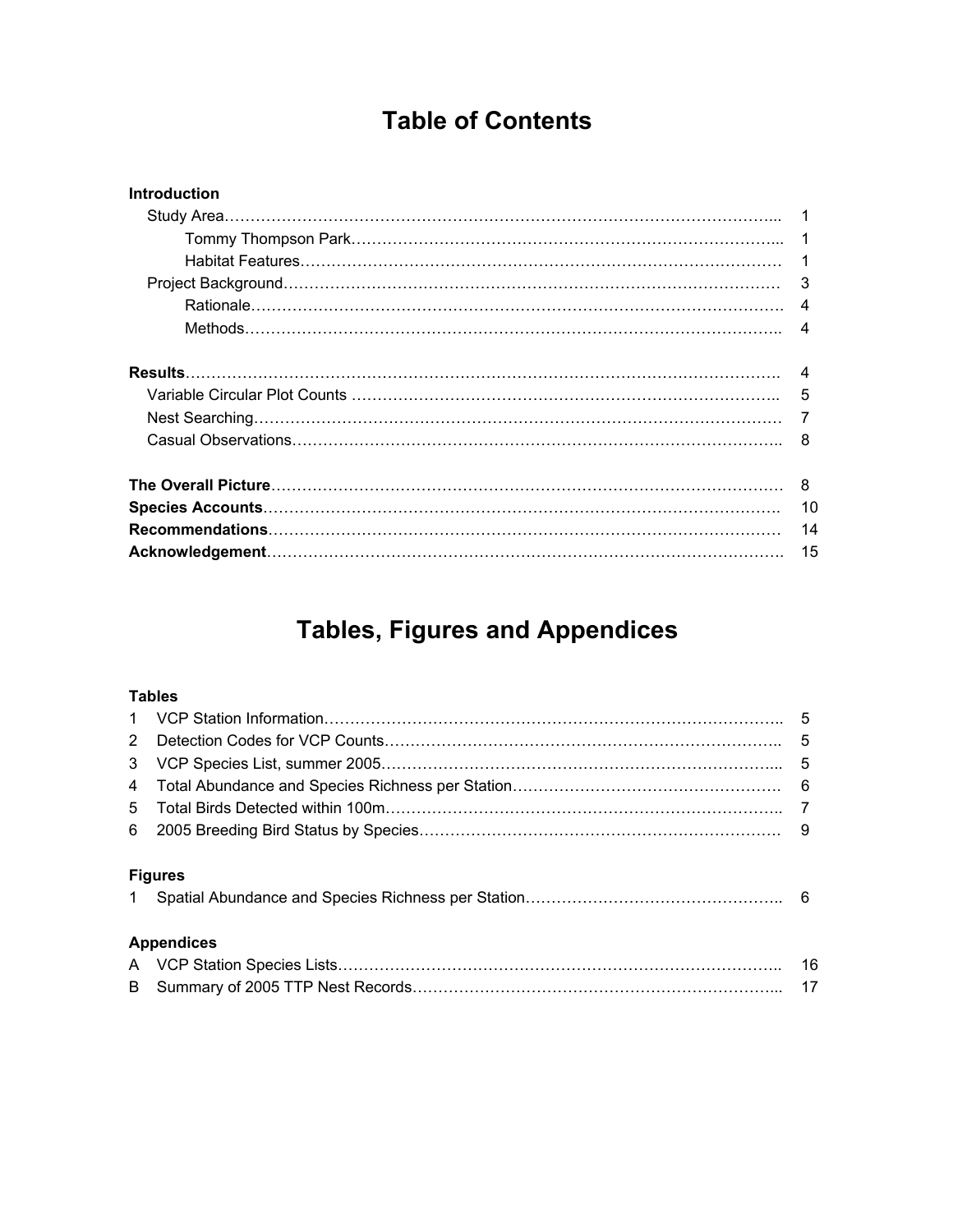# Table of Contents

**Introduction**

- Study Area …… 1
  - Tommy Thompson Park …… 1
  - Habitat Features …… 1
- Project Background …… 3
  - Rationale …… 4
  - Methods …… 4

**Results** …… 4

- Variable Circular Plot Counts …… 5
- Nest Searching …… 7
- Casual Observations …… 8

**The Overall Picture** …… 8

**Species Accounts** …… 10

**Recommendations** …… 14

**Acknowledgement** …… 15

# Tables, Figures and Appendices

**Tables**

1. VCP Station Information …… 5
2. Detection Codes for VCP Counts …… 5
3. VCP Species List, summer 2005 …… 5
4. Total Abundance and Species Richness per Station …… 6
5. Total Birds Detected within 100m …… 7
6. 2005 Breeding Bird Status by Species …… 9

**Figures**

1. Spatial Abundance and Species Richness per Station …… 6

**Appendices**

A. VCP Station Species Lists …… 16

B. Summary of 2005 TTP Nest Records …… 17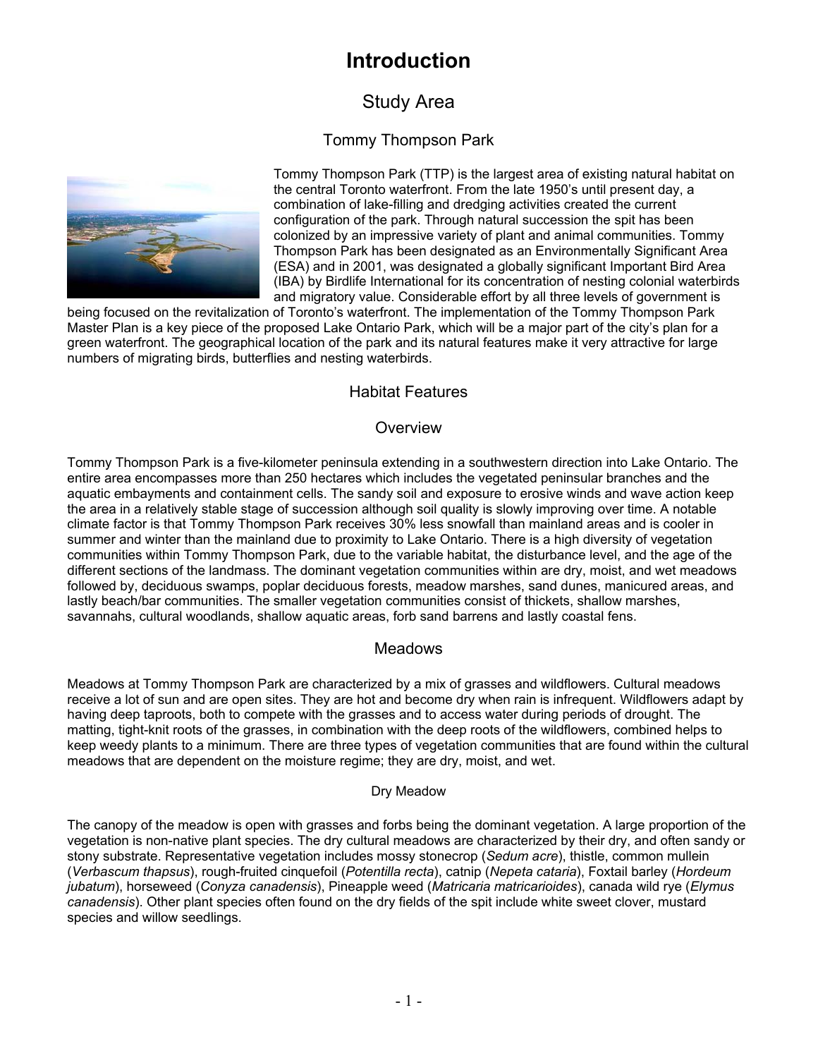# Introduction

## Study Area

### Tommy Thompson Park

Tommy Thompson Park (TTP) is the largest area of existing natural habitat on the central Toronto waterfront. From the late 1950's until present day, a combination of lake-filling and dredging activities created the current configuration of the park. Through natural succession the spit has been colonized by an impressive variety of plant and animal communities. Tommy Thompson Park has been designated as an Environmentally Significant Area (ESA) and in 2001, was designated a globally significant Important Bird Area (IBA) by Birdlife International for its concentration of nesting colonial waterbirds and migratory value. Considerable effort by all three levels of government is being focused on the revitalization of Toronto's waterfront. The implementation of the Tommy Thompson Park Master Plan is a key piece of the proposed Lake Ontario Park, which will be a major part of the city's plan for a green waterfront. The geographical location of the park and its natural features make it very attractive for large numbers of migrating birds, butterflies and nesting waterbirds.

## Habitat Features

### Overview

Tommy Thompson Park is a five-kilometer peninsula extending in a southwestern direction into Lake Ontario. The entire area encompasses more than 250 hectares which includes the vegetated peninsular branches and the aquatic embayments and containment cells. The sandy soil and exposure to erosive winds and wave action keep the area in a relatively stable stage of succession although soil quality is slowly improving over time. A notable climate factor is that Tommy Thompson Park receives 30% less snowfall than mainland areas and is cooler in summer and winter than the mainland due to proximity to Lake Ontario. There is a high diversity of vegetation communities within Tommy Thompson Park, due to the variable habitat, the disturbance level, and the age of the different sections of the landmass. The dominant vegetation communities within are dry, moist, and wet meadows followed by, deciduous swamps, poplar deciduous forests, meadow marshes, sand dunes, manicured areas, and lastly beach/bar communities. The smaller vegetation communities consist of thickets, shallow marshes, savannahs, cultural woodlands, shallow aquatic areas, forb sand barrens and lastly coastal fens.

### Meadows

Meadows at Tommy Thompson Park are characterized by a mix of grasses and wildflowers. Cultural meadows receive a lot of sun and are open sites. They are hot and become dry when rain is infrequent. Wildflowers adapt by having deep taproots, both to compete with the grasses and to access water during periods of drought. The matting, tight-knit roots of the grasses, in combination with the deep roots of the wildflowers, combined helps to keep weedy plants to a minimum. There are three types of vegetation communities that are found within the cultural meadows that are dependent on the moisture regime; they are dry, moist, and wet.

#### Dry Meadow

The canopy of the meadow is open with grasses and forbs being the dominant vegetation. A large proportion of the vegetation is non-native plant species. The dry cultural meadows are characterized by their dry, and often sandy or stony substrate. Representative vegetation includes mossy stonecrop (*Sedum acre*), thistle, common mullein (*Verbascum thapsus*), rough-fruited cinquefoil (*Potentilla recta*), catnip (*Nepeta cataria*), Foxtail barley (*Hordeum jubatum*), horseweed (*Conyza canadensis*), Pineapple weed (*Matricaria matricarioides*), canada wild rye (*Elymus canadensis*). Other plant species often found on the dry fields of the spit include white sweet clover, mustard species and willow seedlings.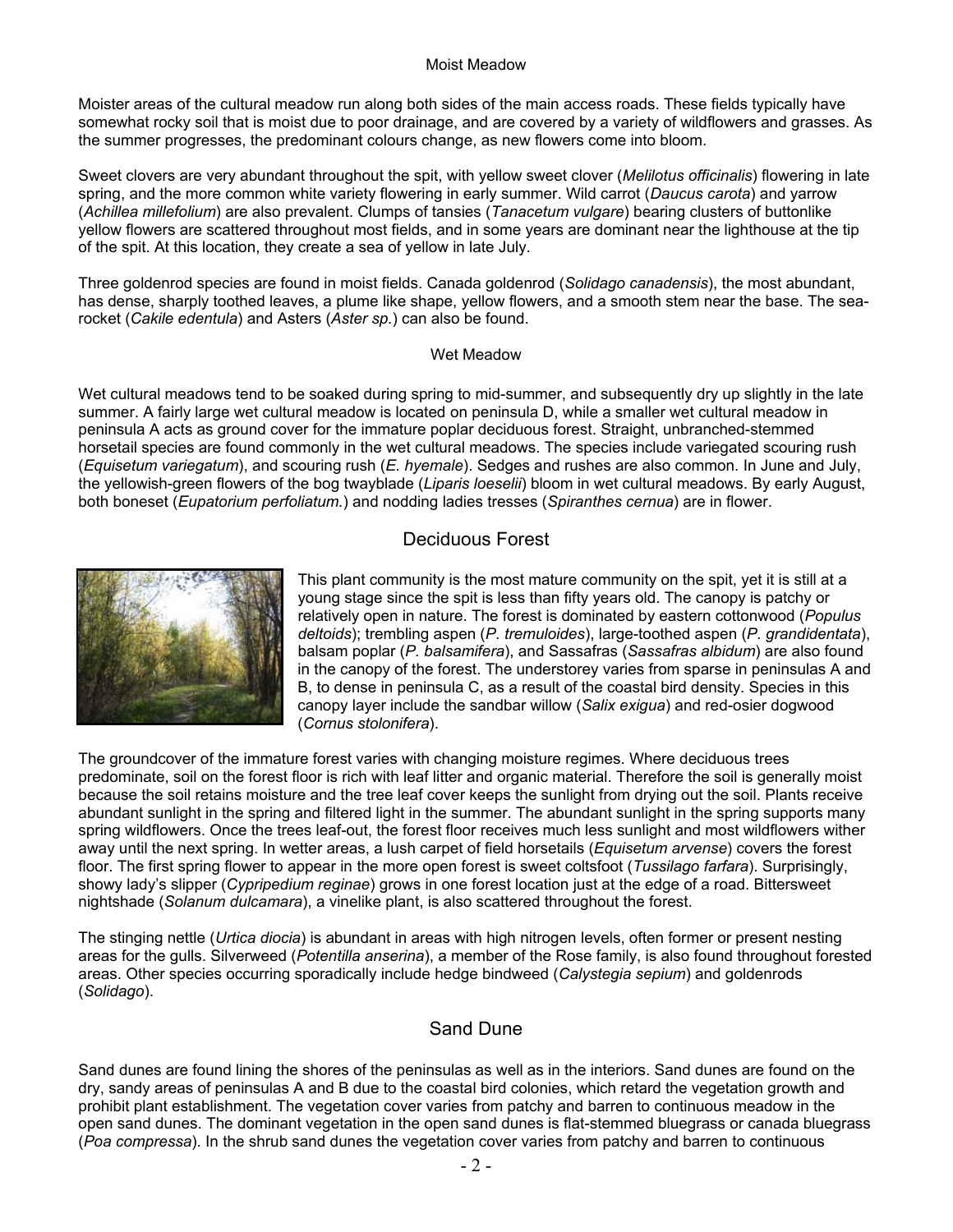### Moist Meadow

Moister areas of the cultural meadow run along both sides of the main access roads. These fields typically have somewhat rocky soil that is moist due to poor drainage, and are covered by a variety of wildflowers and grasses. As the summer progresses, the predominant colours change, as new flowers come into bloom.

Sweet clovers are very abundant throughout the spit, with yellow sweet clover (*Melilotus officinalis*) flowering in late spring, and the more common white variety flowering in early summer. Wild carrot (*Daucus carota*) and yarrow (*Achillea millefolium*) are also prevalent. Clumps of tansies (*Tanacetum vulgare*) bearing clusters of buttonlike yellow flowers are scattered throughout most fields, and in some years are dominant near the lighthouse at the tip of the spit. At this location, they create a sea of yellow in late July.

Three goldenrod species are found in moist fields. Canada goldenrod (*Solidago canadensis*), the most abundant, has dense, sharply toothed leaves, a plume like shape, yellow flowers, and a smooth stem near the base. The sea-rocket (*Cakile edentula*) and Asters (*Aster sp.*) can also be found.

### Wet Meadow

Wet cultural meadows tend to be soaked during spring to mid-summer, and subsequently dry up slightly in the late summer. A fairly large wet cultural meadow is located on peninsula D, while a smaller wet cultural meadow in peninsula A acts as ground cover for the immature poplar deciduous forest. Straight, unbranched-stemmed horsetail species are found commonly in the wet cultural meadows. The species include variegated scouring rush (*Equisetum variegatum*), and scouring rush (*E. hyemale*). Sedges and rushes are also common. In June and July, the yellowish-green flowers of the bog twayblade (*Liparis loeselii*) bloom in wet cultural meadows. By early August, both boneset (*Eupatorium perfoliatum.*) and nodding ladies tresses (*Spiranthes cernua*) are in flower.

## Deciduous Forest

This plant community is the most mature community on the spit, yet it is still at a young stage since the spit is less than fifty years old. The canopy is patchy or relatively open in nature. The forest is dominated by eastern cottonwood (*Populus deltoids*); trembling aspen (*P. tremuloides*), large-toothed aspen (*P. grandidentata*), balsam poplar (*P. balsamifera*), and Sassafras (*Sassafras albidum*) are also found in the canopy of the forest. The understorey varies from sparse in peninsulas A and B, to dense in peninsula C, as a result of the coastal bird density. Species in this canopy layer include the sandbar willow (*Salix exigua*) and red-osier dogwood (*Cornus stolonifera*).

The groundcover of the immature forest varies with changing moisture regimes. Where deciduous trees predominate, soil on the forest floor is rich with leaf litter and organic material. Therefore the soil is generally moist because the soil retains moisture and the tree leaf cover keeps the sunlight from drying out the soil. Plants receive abundant sunlight in the spring and filtered light in the summer. The abundant sunlight in the spring supports many spring wildflowers. Once the trees leaf-out, the forest floor receives much less sunlight and most wildflowers wither away until the next spring. In wetter areas, a lush carpet of field horsetails (*Equisetum arvense*) covers the forest floor. The first spring flower to appear in the more open forest is sweet coltsfoot (*Tussilago farfara*). Surprisingly, showy lady's slipper (*Cypripedium reginae*) grows in one forest location just at the edge of a road. Bittersweet nightshade (*Solanum dulcamara*), a vinelike plant, is also scattered throughout the forest.

The stinging nettle (*Urtica diocia*) is abundant in areas with high nitrogen levels, often former or present nesting areas for the gulls. Silverweed (*Potentilla anserina*), a member of the Rose family, is also found throughout forested areas. Other species occurring sporadically include hedge bindweed (*Calystegia sepium*) and goldenrods (*Solidago*).

## Sand Dune

Sand dunes are found lining the shores of the peninsulas as well as in the interiors. Sand dunes are found on the dry, sandy areas of peninsulas A and B due to the coastal bird colonies, which retard the vegetation growth and prohibit plant establishment. The vegetation cover varies from patchy and barren to continuous meadow in the open sand dunes. The dominant vegetation in the open sand dunes is flat-stemmed bluegrass or canada bluegrass (*Poa compressa*). In the shrub sand dunes the vegetation cover varies from patchy and barren to continuous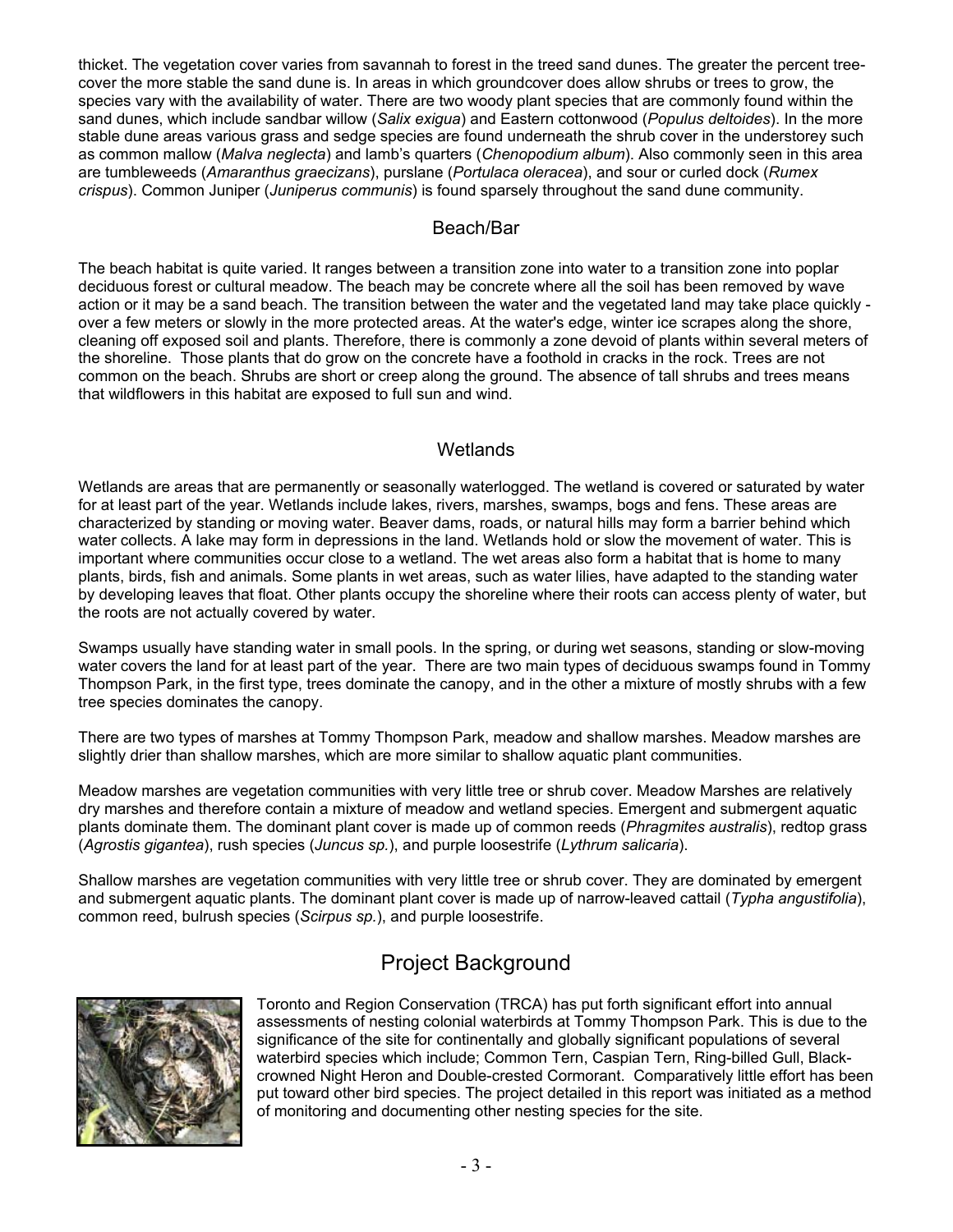thicket. The vegetation cover varies from savannah to forest in the treed sand dunes. The greater the percent tree-cover the more stable the sand dune is. In areas in which groundcover does allow shrubs or trees to grow, the species vary with the availability of water. There are two woody plant species that are commonly found within the sand dunes, which include sandbar willow (*Salix exigua*) and Eastern cottonwood (*Populus deltoides*). In the more stable dune areas various grass and sedge species are found underneath the shrub cover in the understorey such as common mallow (*Malva neglecta*) and lamb's quarters (*Chenopodium album*). Also commonly seen in this area are tumbleweeds (*Amaranthus graecizans*), purslane (*Portulaca oleracea*), and sour or curled dock (*Rumex crispus*). Common Juniper (*Juniperus communis*) is found sparsely throughout the sand dune community.

### Beach/Bar

The beach habitat is quite varied. It ranges between a transition zone into water to a transition zone into poplar deciduous forest or cultural meadow. The beach may be concrete where all the soil has been removed by wave action or it may be a sand beach. The transition between the water and the vegetated land may take place quickly - over a few meters or slowly in the more protected areas. At the water's edge, winter ice scrapes along the shore, cleaning off exposed soil and plants. Therefore, there is commonly a zone devoid of plants within several meters of the shoreline. Those plants that do grow on the concrete have a foothold in cracks in the rock. Trees are not common on the beach. Shrubs are short or creep along the ground. The absence of tall shrubs and trees means that wildflowers in this habitat are exposed to full sun and wind.

### Wetlands

Wetlands are areas that are permanently or seasonally waterlogged. The wetland is covered or saturated by water for at least part of the year. Wetlands include lakes, rivers, marshes, swamps, bogs and fens. These areas are characterized by standing or moving water. Beaver dams, roads, or natural hills may form a barrier behind which water collects. A lake may form in depressions in the land. Wetlands hold or slow the movement of water. This is important where communities occur close to a wetland. The wet areas also form a habitat that is home to many plants, birds, fish and animals. Some plants in wet areas, such as water lilies, have adapted to the standing water by developing leaves that float. Other plants occupy the shoreline where their roots can access plenty of water, but the roots are not actually covered by water.

Swamps usually have standing water in small pools. In the spring, or during wet seasons, standing or slow-moving water covers the land for at least part of the year. There are two main types of deciduous swamps found in Tommy Thompson Park, in the first type, trees dominate the canopy, and in the other a mixture of mostly shrubs with a few tree species dominates the canopy.

There are two types of marshes at Tommy Thompson Park, meadow and shallow marshes. Meadow marshes are slightly drier than shallow marshes, which are more similar to shallow aquatic plant communities.

Meadow marshes are vegetation communities with very little tree or shrub cover. Meadow Marshes are relatively dry marshes and therefore contain a mixture of meadow and wetland species. Emergent and submergent aquatic plants dominate them. The dominant plant cover is made up of common reeds (*Phragmites australis*), redtop grass (*Agrostis gigantea*), rush species (*Juncus sp.*), and purple loosestrife (*Lythrum salicaria*).

Shallow marshes are vegetation communities with very little tree or shrub cover. They are dominated by emergent and submergent aquatic plants. The dominant plant cover is made up of narrow-leaved cattail (*Typha angustifolia*), common reed, bulrush species (*Scirpus sp.*), and purple loosestrife.

## Project Background

Toronto and Region Conservation (TRCA) has put forth significant effort into annual assessments of nesting colonial waterbirds at Tommy Thompson Park. This is due to the significance of the site for continentally and globally significant populations of several waterbird species which include; Common Tern, Caspian Tern, Ring-billed Gull, Black-crowned Night Heron and Double-crested Cormorant. Comparatively little effort has been put toward other bird species. The project detailed in this report was initiated as a method of monitoring and documenting other nesting species for the site.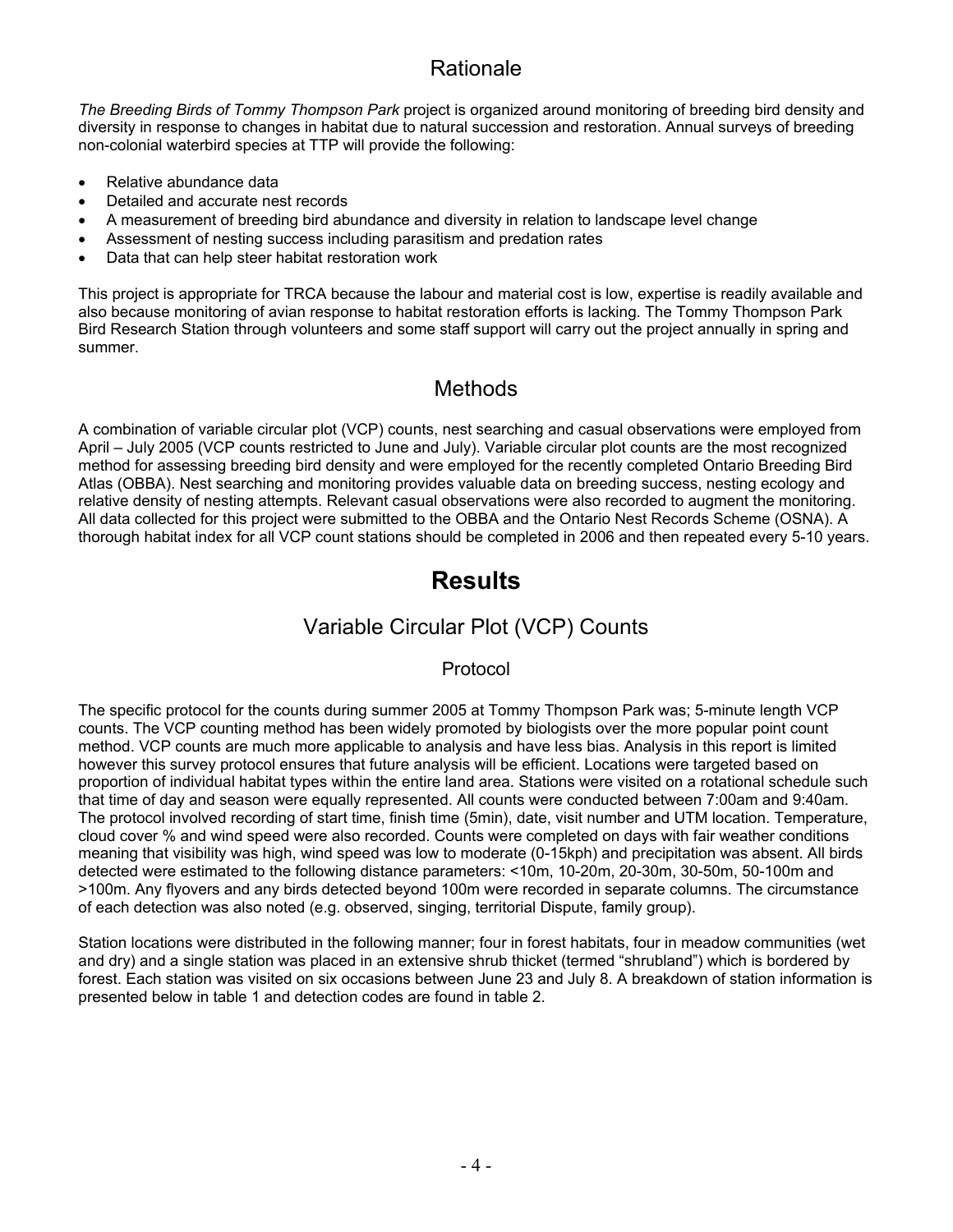## Rationale

*The Breeding Birds of Tommy Thompson Park* project is organized around monitoring of breeding bird density and diversity in response to changes in habitat due to natural succession and restoration. Annual surveys of breeding non-colonial waterbird species at TTP will provide the following:

- Relative abundance data
- Detailed and accurate nest records
- A measurement of breeding bird abundance and diversity in relation to landscape level change
- Assessment of nesting success including parasitism and predation rates
- Data that can help steer habitat restoration work

This project is appropriate for TRCA because the labour and material cost is low, expertise is readily available and also because monitoring of avian response to habitat restoration efforts is lacking. The Tommy Thompson Park Bird Research Station through volunteers and some staff support will carry out the project annually in spring and summer.

## Methods

A combination of variable circular plot (VCP) counts, nest searching and casual observations were employed from April – July 2005 (VCP counts restricted to June and July). Variable circular plot counts are the most recognized method for assessing breeding bird density and were employed for the recently completed Ontario Breeding Bird Atlas (OBBA). Nest searching and monitoring provides valuable data on breeding success, nesting ecology and relative density of nesting attempts. Relevant casual observations were also recorded to augment the monitoring. All data collected for this project were submitted to the OBBA and the Ontario Nest Records Scheme (OSNA). A thorough habitat index for all VCP count stations should be completed in 2006 and then repeated every 5-10 years.

# Results

## Variable Circular Plot (VCP) Counts

### Protocol

The specific protocol for the counts during summer 2005 at Tommy Thompson Park was; 5-minute length VCP counts. The VCP counting method has been widely promoted by biologists over the more popular point count method. VCP counts are much more applicable to analysis and have less bias. Analysis in this report is limited however this survey protocol ensures that future analysis will be efficient. Locations were targeted based on proportion of individual habitat types within the entire land area. Stations were visited on a rotational schedule such that time of day and season were equally represented. All counts were conducted between 7:00am and 9:40am. The protocol involved recording of start time, finish time (5min), date, visit number and UTM location. Temperature, cloud cover % and wind speed were also recorded. Counts were completed on days with fair weather conditions meaning that visibility was high, wind speed was low to moderate (0-15kph) and precipitation was absent. All birds detected were estimated to the following distance parameters: <10m, 10-20m, 20-30m, 30-50m, 50-100m and >100m. Any flyovers and any birds detected beyond 100m were recorded in separate columns. The circumstance of each detection was also noted (e.g. observed, singing, territorial Dispute, family group).

Station locations were distributed in the following manner; four in forest habitats, four in meadow communities (wet and dry) and a single station was placed in an extensive shrub thicket (termed "shrubland") which is bordered by forest. Each station was visited on six occasions between June 23 and July 8. A breakdown of station information is presented below in table 1 and detection codes are found in table 2.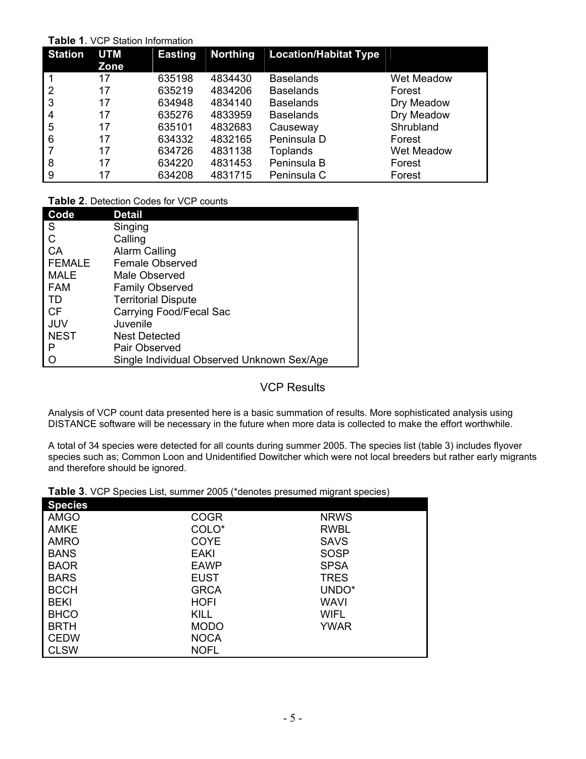**Table 1**. VCP Station Information

| Station | UTM Zone | Easting | Northing | Location/Habitat Type | |
|---|---|---|---|---|---|
| 1 | 17 | 635198 | 4834430 | Baselands | Wet Meadow |
| 2 | 17 | 635219 | 4834206 | Baselands | Forest |
| 3 | 17 | 634948 | 4834140 | Baselands | Dry Meadow |
| 4 | 17 | 635276 | 4833959 | Baselands | Dry Meadow |
| 5 | 17 | 635101 | 4832683 | Causeway | Shrubland |
| 6 | 17 | 634332 | 4832165 | Peninsula D | Forest |
| 7 | 17 | 634726 | 4831138 | Toplands | Wet Meadow |
| 8 | 17 | 634220 | 4831453 | Peninsula B | Forest |
| 9 | 17 | 634208 | 4831715 | Peninsula C | Forest |

**Table 2**. Detection Codes for VCP counts

| Code | Detail |
|---|---|
| S | Singing |
| C | Calling |
| CA | Alarm Calling |
| FEMALE | Female Observed |
| MALE | Male Observed |
| FAM | Family Observed |
| TD | Territorial Dispute |
| CF | Carrying Food/Fecal Sac |
| JUV | Juvenile |
| NEST | Nest Detected |
| P | Pair Observed |
| O | Single Individual Observed Unknown Sex/Age |

## VCP Results

Analysis of VCP count data presented here is a basic summation of results. More sophisticated analysis using DISTANCE software will be necessary in the future when more data is collected to make the effort worthwhile.

A total of 34 species were detected for all counts during summer 2005. The species list (table 3) includes flyover species such as; Common Loon and Unidentified Dowitcher which were not local breeders but rather early migrants and therefore should be ignored.

**Table 3**. VCP Species List, summer 2005 (*denotes presumed migrant species)

| Species | | |
|---|---|---|
| AMGO | COGR | NRWS |
| AMKE | COLO* | RWBL |
| AMRO | COYE | SAVS |
| BANS | EAKI | SOSP |
| BAOR | EAWP | SPSA |
| BARS | EUST | TRES |
| BCCH | GRCA | UNDO* |
| BEKI | HOFI | WAVI |
| BHCO | KILL | WIFL |
| BRTH | MODO | YWAR |
| CEDW | NOCA | |
| CLSW | NOFL | |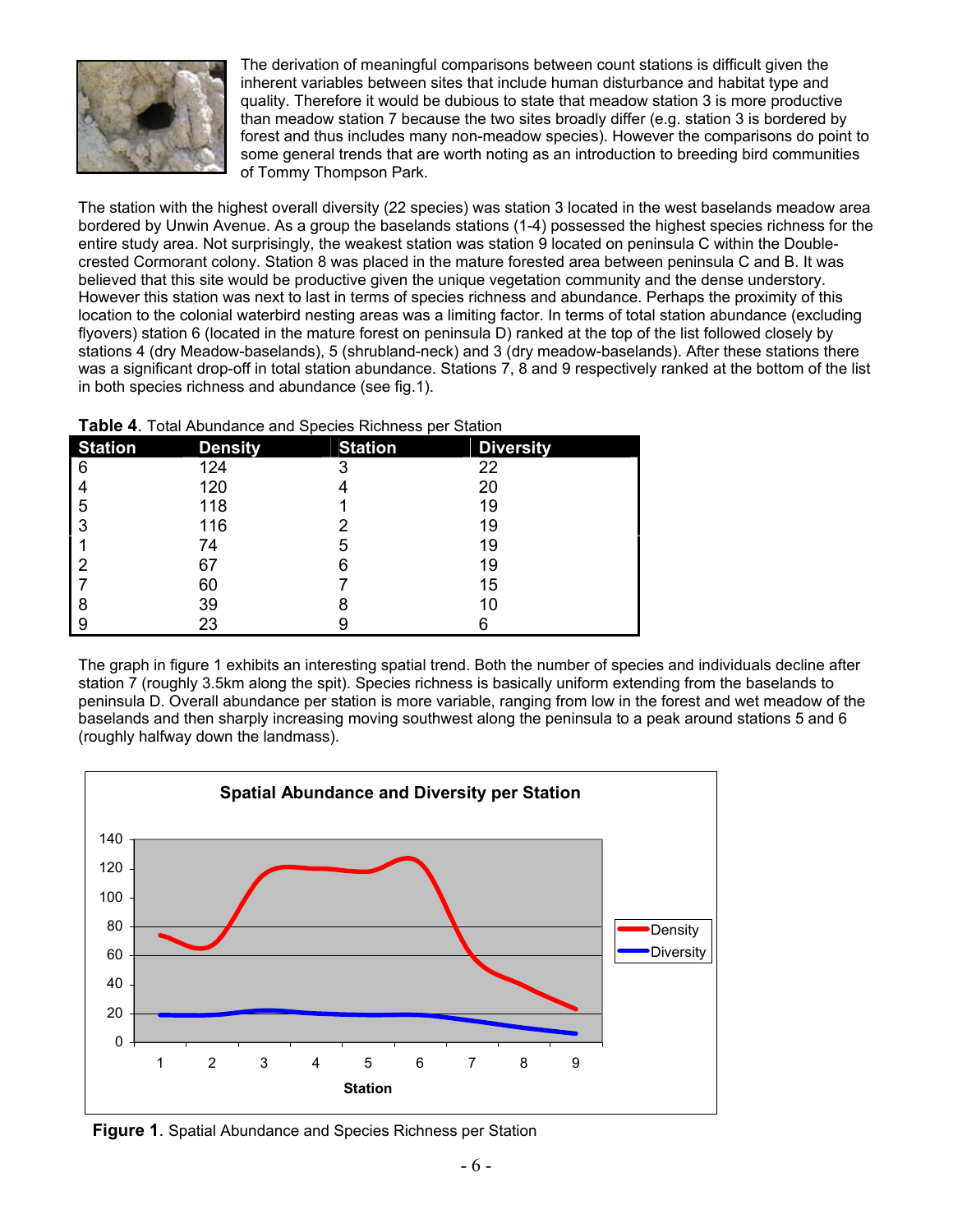The derivation of meaningful comparisons between count stations is difficult given the inherent variables between sites that include human disturbance and habitat type and quality. Therefore it would be dubious to state that meadow station 3 is more productive than meadow station 7 because the two sites broadly differ (e.g. station 3 is bordered by forest and thus includes many non-meadow species). However the comparisons do point to some general trends that are worth noting as an introduction to breeding bird communities of Tommy Thompson Park.

The station with the highest overall diversity (22 species) was station 3 located in the west baselands meadow area bordered by Unwin Avenue. As a group the baselands stations (1-4) possessed the highest species richness for the entire study area. Not surprisingly, the weakest station was station 9 located on peninsula C within the Double-crested Cormorant colony. Station 8 was placed in the mature forested area between peninsula C and B. It was believed that this site would be productive given the unique vegetation community and the dense understory. However this station was next to last in terms of species richness and abundance. Perhaps the proximity of this location to the colonial waterbird nesting areas was a limiting factor. In terms of total station abundance (excluding flyovers) station 6 (located in the mature forest on peninsula D) ranked at the top of the list followed closely by stations 4 (dry Meadow-baselands), 5 (shrubland-neck) and 3 (dry meadow-baselands). After these stations there was a significant drop-off in total station abundance. Stations 7, 8 and 9 respectively ranked at the bottom of the list in both species richness and abundance (see fig.1).

**Table 4**. Total Abundance and Species Richness per Station

| Station | Density | Station | Diversity |
|---|---|---|---|
| 6 | 124 | 3 | 22 |
| 4 | 120 | 4 | 20 |
| 5 | 118 | 1 | 19 |
| 3 | 116 | 2 | 19 |
| 1 | 74 | 5 | 19 |
| 2 | 67 | 6 | 19 |
| 7 | 60 | 7 | 15 |
| 8 | 39 | 8 | 10 |
| 9 | 23 | 9 | 6 |

The graph in figure 1 exhibits an interesting spatial trend. Both the number of species and individuals decline after station 7 (roughly 3.5km along the spit). Species richness is basically uniform extending from the baselands to peninsula D. Overall abundance per station is more variable, ranging from low in the forest and wet meadow of the baselands and then sharply increasing moving southwest along the peninsula to a peak around stations 5 and 6 (roughly halfway down the landmass).

**Figure 1**. Spatial Abundance and Species Richness per Station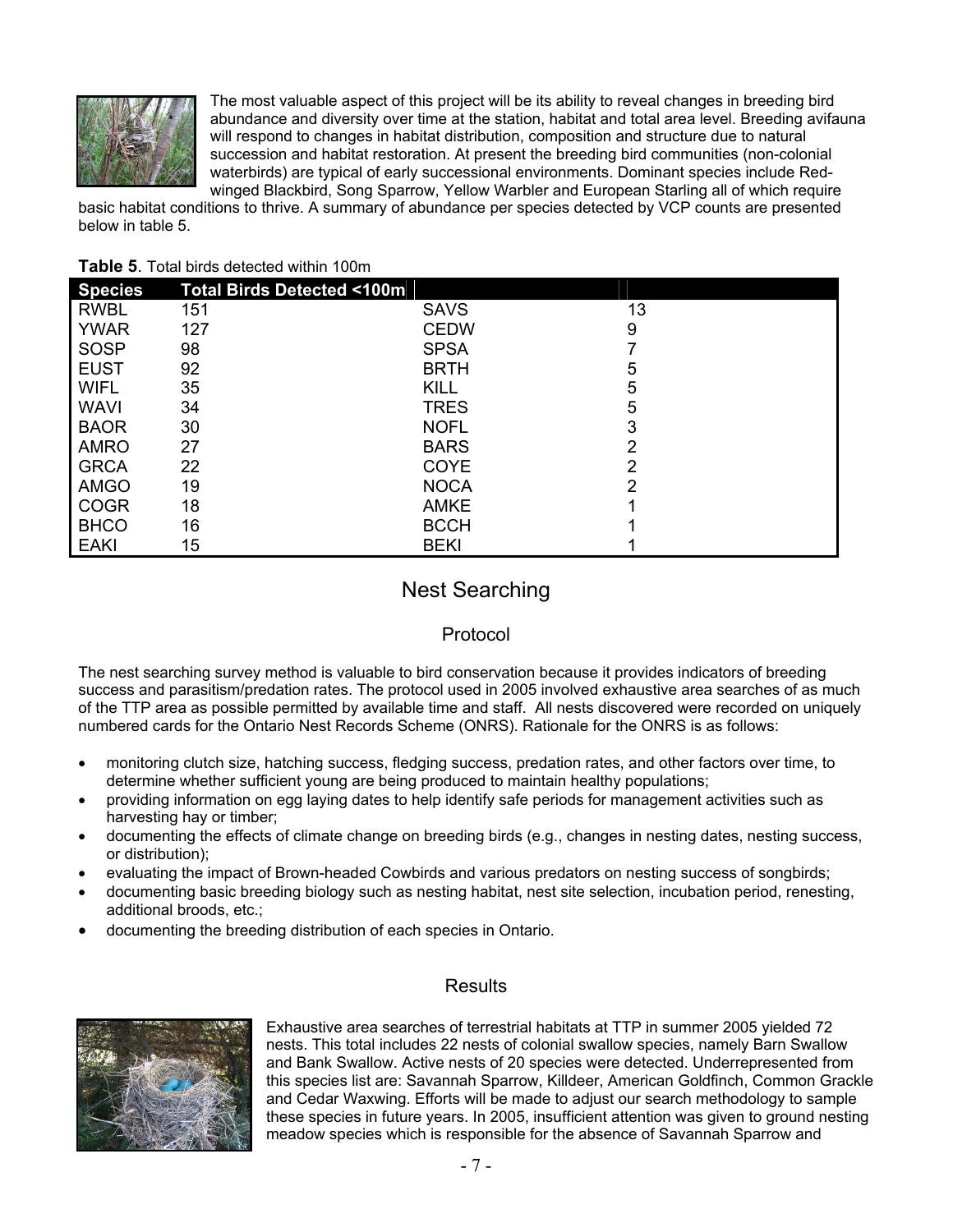The most valuable aspect of this project will be its ability to reveal changes in breeding bird abundance and diversity over time at the station, habitat and total area level. Breeding avifauna will respond to changes in habitat distribution, composition and structure due to natural succession and habitat restoration. At present the breeding bird communities (non-colonial waterbirds) are typical of early successional environments. Dominant species include Red-winged Blackbird, Song Sparrow, Yellow Warbler and European Starling all of which require basic habitat conditions to thrive. A summary of abundance per species detected by VCP counts are presented below in table 5.

**Table 5**. Total birds detected within 100m

| Species | Total Birds Detected <100m | | |
|---|---|---|---|
| RWBL | 151 | SAVS | 13 |
| YWAR | 127 | CEDW | 9 |
| SOSP | 98 | SPSA | 7 |
| EUST | 92 | BRTH | 5 |
| WIFL | 35 | KILL | 5 |
| WAVI | 34 | TRES | 5 |
| BAOR | 30 | NOFL | 3 |
| AMRO | 27 | BARS | 2 |
| GRCA | 22 | COYE | 2 |
| AMGO | 19 | NOCA | 2 |
| COGR | 18 | AMKE | 1 |
| BHCO | 16 | BCCH | 1 |
| EAKI | 15 | BEKI | 1 |

# Nest Searching

## Protocol

The nest searching survey method is valuable to bird conservation because it provides indicators of breeding success and parasitism/predation rates. The protocol used in 2005 involved exhaustive area searches of as much of the TTP area as possible permitted by available time and staff. All nests discovered were recorded on uniquely numbered cards for the Ontario Nest Records Scheme (ONRS). Rationale for the ONRS is as follows:

- monitoring clutch size, hatching success, fledging success, predation rates, and other factors over time, to determine whether sufficient young are being produced to maintain healthy populations;
- providing information on egg laying dates to help identify safe periods for management activities such as harvesting hay or timber;
- documenting the effects of climate change on breeding birds (e.g., changes in nesting dates, nesting success, or distribution);
- evaluating the impact of Brown-headed Cowbirds and various predators on nesting success of songbirds;
- documenting basic breeding biology such as nesting habitat, nest site selection, incubation period, renesting, additional broods, etc.;
- documenting the breeding distribution of each species in Ontario.

## Results

Exhaustive area searches of terrestrial habitats at TTP in summer 2005 yielded 72 nests. This total includes 22 nests of colonial swallow species, namely Barn Swallow and Bank Swallow. Active nests of 20 species were detected. Underrepresented from this species list are: Savannah Sparrow, Killdeer, American Goldfinch, Common Grackle and Cedar Waxwing. Efforts will be made to adjust our search methodology to sample these species in future years. In 2005, insufficient attention was given to ground nesting meadow species which is responsible for the absence of Savannah Sparrow and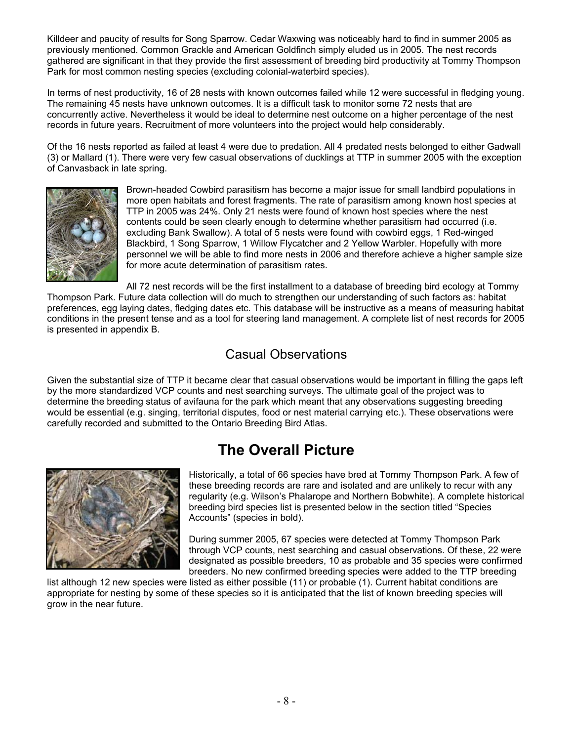Killdeer and paucity of results for Song Sparrow. Cedar Waxwing was noticeably hard to find in summer 2005 as previously mentioned. Common Grackle and American Goldfinch simply eluded us in 2005. The nest records gathered are significant in that they provide the first assessment of breeding bird productivity at Tommy Thompson Park for most common nesting species (excluding colonial-waterbird species).

In terms of nest productivity, 16 of 28 nests with known outcomes failed while 12 were successful in fledging young. The remaining 45 nests have unknown outcomes. It is a difficult task to monitor some 72 nests that are concurrently active. Nevertheless it would be ideal to determine nest outcome on a higher percentage of the nest records in future years. Recruitment of more volunteers into the project would help considerably.

Of the 16 nests reported as failed at least 4 were due to predation. All 4 predated nests belonged to either Gadwall (3) or Mallard (1). There were very few casual observations of ducklings at TTP in summer 2005 with the exception of Canvasback in late spring.

Brown-headed Cowbird parasitism has become a major issue for small landbird populations in more open habitats and forest fragments. The rate of parasitism among known host species at TTP in 2005 was 24%. Only 21 nests were found of known host species where the nest contents could be seen clearly enough to determine whether parasitism had occurred (i.e. excluding Bank Swallow). A total of 5 nests were found with cowbird eggs, 1 Red-winged Blackbird, 1 Song Sparrow, 1 Willow Flycatcher and 2 Yellow Warbler. Hopefully with more personnel we will be able to find more nests in 2006 and therefore achieve a higher sample size for more acute determination of parasitism rates.

All 72 nest records will be the first installment to a database of breeding bird ecology at Tommy Thompson Park. Future data collection will do much to strengthen our understanding of such factors as: habitat preferences, egg laying dates, fledging dates etc. This database will be instructive as a means of measuring habitat conditions in the present tense and as a tool for steering land management. A complete list of nest records for 2005 is presented in appendix B.

## Casual Observations

Given the substantial size of TTP it became clear that casual observations would be important in filling the gaps left by the more standardized VCP counts and nest searching surveys. The ultimate goal of the project was to determine the breeding status of avifauna for the park which meant that any observations suggesting breeding would be essential (e.g. singing, territorial disputes, food or nest material carrying etc.). These observations were carefully recorded and submitted to the Ontario Breeding Bird Atlas.

# The Overall Picture

Historically, a total of 66 species have bred at Tommy Thompson Park. A few of these breeding records are rare and isolated and are unlikely to recur with any regularity (e.g. Wilson's Phalarope and Northern Bobwhite). A complete historical breeding bird species list is presented below in the section titled "Species Accounts" (species in bold).

During summer 2005, 67 species were detected at Tommy Thompson Park through VCP counts, nest searching and casual observations. Of these, 22 were designated as possible breeders, 10 as probable and 35 species were confirmed breeders. No new confirmed breeding species were added to the TTP breeding list although 12 new species were listed as either possible (11) or probable (1). Current habitat conditions are appropriate for nesting by some of these species so it is anticipated that the list of known breeding species will grow in the near future.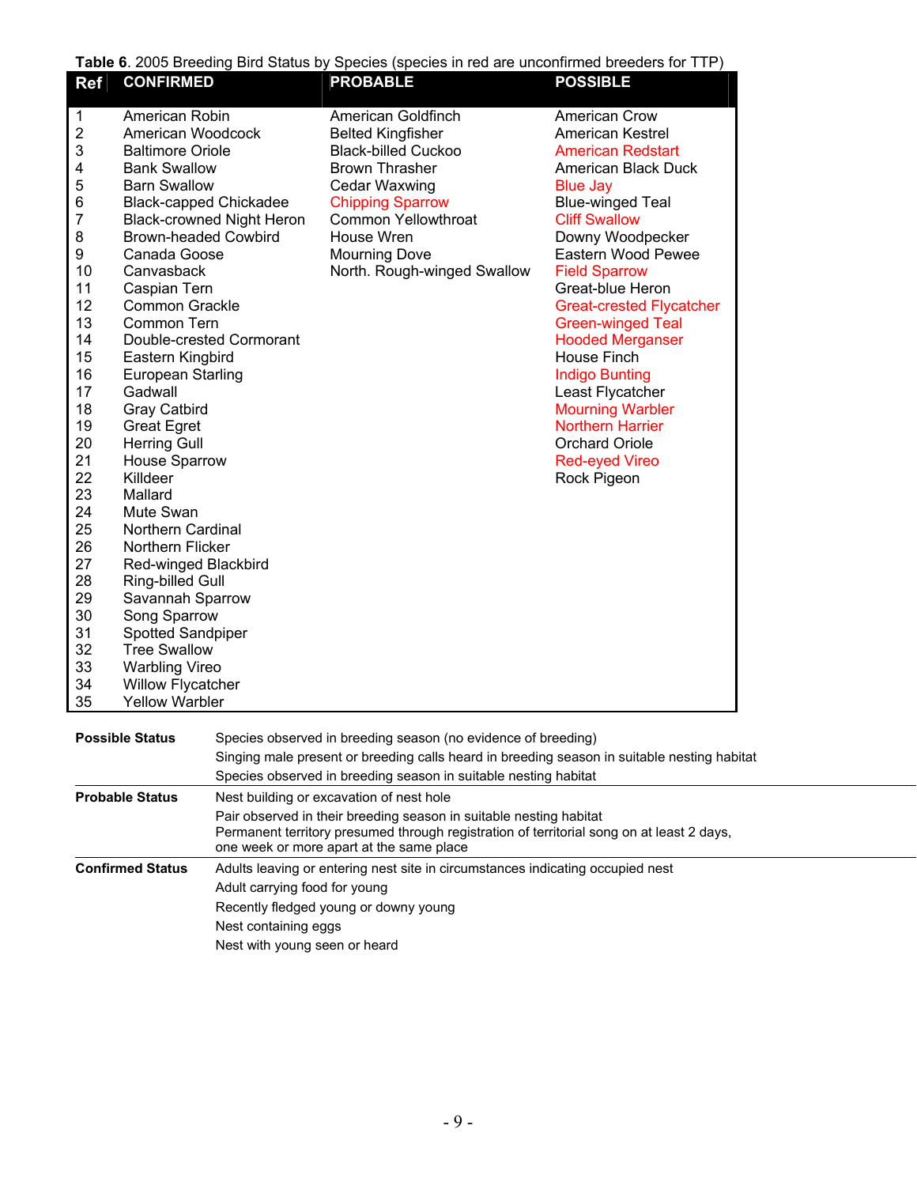**Table 6**. 2005 Breeding Bird Status by Species (species in red are unconfirmed breeders for TTP)

| Ref | CONFIRMED | PROBABLE | POSSIBLE |
|---|---|---|---|
| 1 | American Robin | American Goldfinch | American Crow |
| 2 | American Woodcock | Belted Kingfisher | American Kestrel |
| 3 | Baltimore Oriole | Black-billed Cuckoo | American Redstart |
| 4 | Bank Swallow | Brown Thrasher | American Black Duck |
| 5 | Barn Swallow | Cedar Waxwing | Blue Jay |
| 6 | Black-capped Chickadee | Chipping Sparrow | Blue-winged Teal |
| 7 | Black-crowned Night Heron | Common Yellowthroat | Cliff Swallow |
| 8 | Brown-headed Cowbird | House Wren | Downy Woodpecker |
| 9 | Canada Goose | Mourning Dove | Eastern Wood Pewee |
| 10 | Canvasback | North. Rough-winged Swallow | Field Sparrow |
| 11 | Caspian Tern | | Great-blue Heron |
| 12 | Common Grackle | | Great-crested Flycatcher |
| 13 | Common Tern | | Green-winged Teal |
| 14 | Double-crested Cormorant | | Hooded Merganser |
| 15 | Eastern Kingbird | | House Finch |
| 16 | European Starling | | Indigo Bunting |
| 17 | Gadwall | | Least Flycatcher |
| 18 | Gray Catbird | | Mourning Warbler |
| 19 | Great Egret | | Northern Harrier |
| 20 | Herring Gull | | Orchard Oriole |
| 21 | House Sparrow | | Red-eyed Vireo |
| 22 | Killdeer | | Rock Pigeon |
| 23 | Mallard | | |
| 24 | Mute Swan | | |
| 25 | Northern Cardinal | | |
| 26 | Northern Flicker | | |
| 27 | Red-winged Blackbird | | |
| 28 | Ring-billed Gull | | |
| 29 | Savannah Sparrow | | |
| 30 | Song Sparrow | | |
| 31 | Spotted Sandpiper | | |
| 32 | Tree Swallow | | |
| 33 | Warbling Vireo | | |
| 34 | Willow Flycatcher | | |
| 35 | Yellow Warbler | | |

| Status | Criteria |
|---|---|
| **Possible Status** | Species observed in breeding season (no evidence of breeding) |
| | Singing male present or breeding calls heard in breeding season in suitable nesting habitat |
| | Species observed in breeding season in suitable nesting habitat |
| **Probable Status** | Nest building or excavation of nest hole |
| | Pair observed in their breeding season in suitable nesting habitat |
| | Permanent territory presumed through registration of territorial song on at least 2 days, one week or more apart at the same place |
| **Confirmed Status** | Adults leaving or entering nest site in circumstances indicating occupied nest |
| | Adult carrying food for young |
| | Recently fledged young or downy young |
| | Nest containing eggs |
| | Nest with young seen or heard |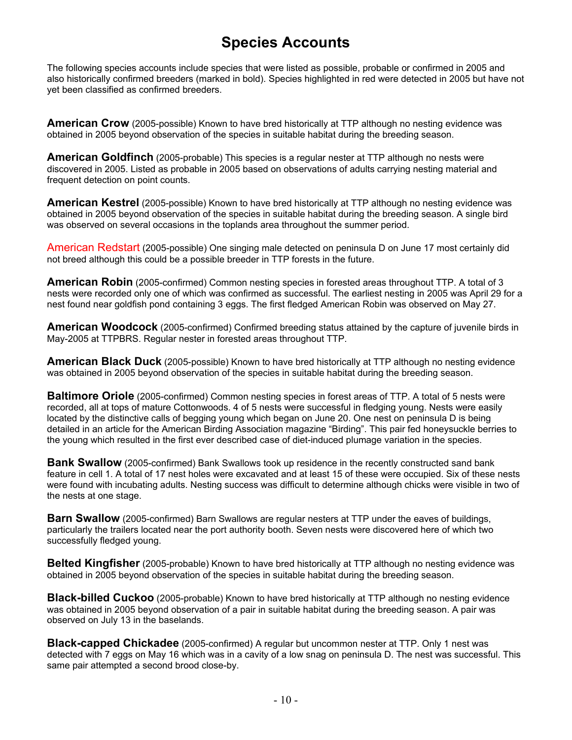# Species Accounts

The following species accounts include species that were listed as possible, probable or confirmed in 2005 and also historically confirmed breeders (marked in bold). Species highlighted in red were detected in 2005 but have not yet been classified as confirmed breeders.

**American Crow** (2005-possible) Known to have bred historically at TTP although no nesting evidence was obtained in 2005 beyond observation of the species in suitable habitat during the breeding season.

**American Goldfinch** (2005-probable) This species is a regular nester at TTP although no nests were discovered in 2005. Listed as probable in 2005 based on observations of adults carrying nesting material and frequent detection on point counts.

**American Kestrel** (2005-possible) Known to have bred historically at TTP although no nesting evidence was obtained in 2005 beyond observation of the species in suitable habitat during the breeding season. A single bird was observed on several occasions in the toplands area throughout the summer period.

American Redstart (2005-possible) One singing male detected on peninsula D on June 17 most certainly did not breed although this could be a possible breeder in TTP forests in the future.

**American Robin** (2005-confirmed) Common nesting species in forested areas throughout TTP. A total of 3 nests were recorded only one of which was confirmed as successful. The earliest nesting in 2005 was April 29 for a nest found near goldfish pond containing 3 eggs. The first fledged American Robin was observed on May 27.

**American Woodcock** (2005-confirmed) Confirmed breeding status attained by the capture of juvenile birds in May-2005 at TTPBRS. Regular nester in forested areas throughout TTP.

**American Black Duck** (2005-possible) Known to have bred historically at TTP although no nesting evidence was obtained in 2005 beyond observation of the species in suitable habitat during the breeding season.

**Baltimore Oriole** (2005-confirmed) Common nesting species in forest areas of TTP. A total of 5 nests were recorded, all at tops of mature Cottonwoods. 4 of 5 nests were successful in fledging young. Nests were easily located by the distinctive calls of begging young which began on June 20. One nest on peninsula D is being detailed in an article for the American Birding Association magazine "Birding". This pair fed honeysuckle berries to the young which resulted in the first ever described case of diet-induced plumage variation in the species.

**Bank Swallow** (2005-confirmed) Bank Swallows took up residence in the recently constructed sand bank feature in cell 1. A total of 17 nest holes were excavated and at least 15 of these were occupied. Six of these nests were found with incubating adults. Nesting success was difficult to determine although chicks were visible in two of the nests at one stage.

**Barn Swallow** (2005-confirmed) Barn Swallows are regular nesters at TTP under the eaves of buildings, particularly the trailers located near the port authority booth. Seven nests were discovered here of which two successfully fledged young.

**Belted Kingfisher** (2005-probable) Known to have bred historically at TTP although no nesting evidence was obtained in 2005 beyond observation of the species in suitable habitat during the breeding season.

**Black-billed Cuckoo** (2005-probable) Known to have bred historically at TTP although no nesting evidence was obtained in 2005 beyond observation of a pair in suitable habitat during the breeding season. A pair was observed on July 13 in the baselands.

**Black-capped Chickadee** (2005-confirmed) A regular but uncommon nester at TTP. Only 1 nest was detected with 7 eggs on May 16 which was in a cavity of a low snag on peninsula D. The nest was successful. This same pair attempted a second brood close-by.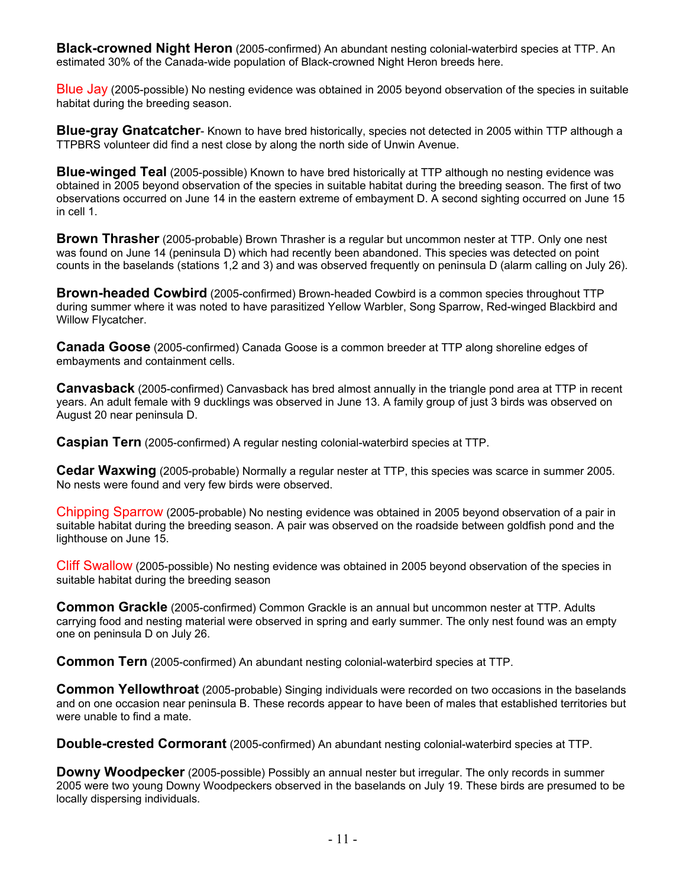**Black-crowned Night Heron** (2005-confirmed) An abundant nesting colonial-waterbird species at TTP. An estimated 30% of the Canada-wide population of Black-crowned Night Heron breeds here.

Blue Jay (2005-possible) No nesting evidence was obtained in 2005 beyond observation of the species in suitable habitat during the breeding season.

**Blue-gray Gnatcatcher**- Known to have bred historically, species not detected in 2005 within TTP although a TTPBRS volunteer did find a nest close by along the north side of Unwin Avenue.

**Blue-winged Teal** (2005-possible) Known to have bred historically at TTP although no nesting evidence was obtained in 2005 beyond observation of the species in suitable habitat during the breeding season. The first of two observations occurred on June 14 in the eastern extreme of embayment D. A second sighting occurred on June 15 in cell 1.

**Brown Thrasher** (2005-probable) Brown Thrasher is a regular but uncommon nester at TTP. Only one nest was found on June 14 (peninsula D) which had recently been abandoned. This species was detected on point counts in the baselands (stations 1,2 and 3) and was observed frequently on peninsula D (alarm calling on July 26).

**Brown-headed Cowbird** (2005-confirmed) Brown-headed Cowbird is a common species throughout TTP during summer where it was noted to have parasitized Yellow Warbler, Song Sparrow, Red-winged Blackbird and Willow Flycatcher.

**Canada Goose** (2005-confirmed) Canada Goose is a common breeder at TTP along shoreline edges of embayments and containment cells.

**Canvasback** (2005-confirmed) Canvasback has bred almost annually in the triangle pond area at TTP in recent years. An adult female with 9 ducklings was observed in June 13. A family group of just 3 birds was observed on August 20 near peninsula D.

**Caspian Tern** (2005-confirmed) A regular nesting colonial-waterbird species at TTP.

**Cedar Waxwing** (2005-probable) Normally a regular nester at TTP, this species was scarce in summer 2005. No nests were found and very few birds were observed.

Chipping Sparrow (2005-probable) No nesting evidence was obtained in 2005 beyond observation of a pair in suitable habitat during the breeding season. A pair was observed on the roadside between goldfish pond and the lighthouse on June 15.

Cliff Swallow (2005-possible) No nesting evidence was obtained in 2005 beyond observation of the species in suitable habitat during the breeding season

**Common Grackle** (2005-confirmed) Common Grackle is an annual but uncommon nester at TTP. Adults carrying food and nesting material were observed in spring and early summer. The only nest found was an empty one on peninsula D on July 26.

**Common Tern** (2005-confirmed) An abundant nesting colonial-waterbird species at TTP.

**Common Yellowthroat** (2005-probable) Singing individuals were recorded on two occasions in the baselands and on one occasion near peninsula B. These records appear to have been of males that established territories but were unable to find a mate.

**Double-crested Cormorant** (2005-confirmed) An abundant nesting colonial-waterbird species at TTP.

**Downy Woodpecker** (2005-possible) Possibly an annual nester but irregular. The only records in summer 2005 were two young Downy Woodpeckers observed in the baselands on July 19. These birds are presumed to be locally dispersing individuals.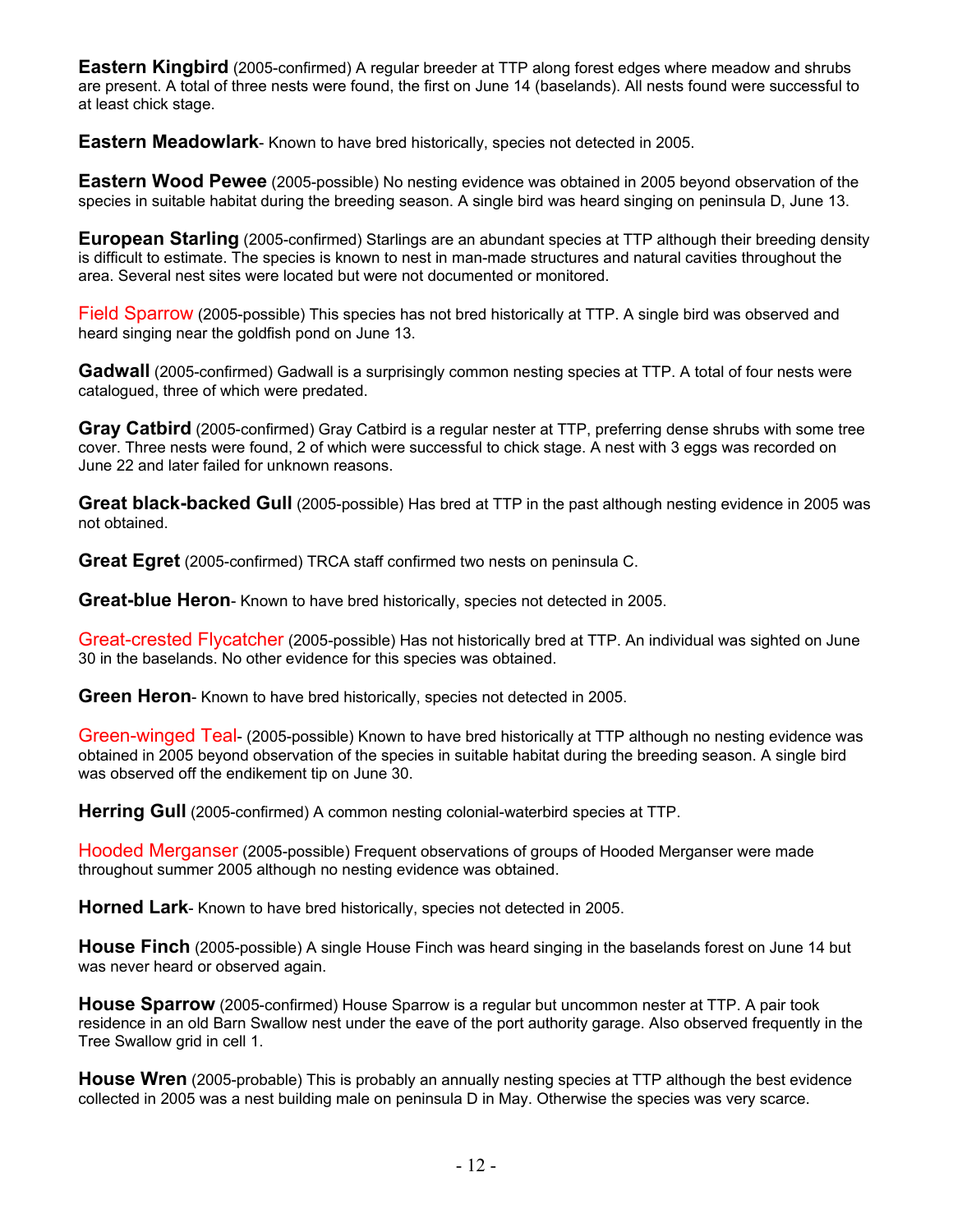**Eastern Kingbird** (2005-confirmed) A regular breeder at TTP along forest edges where meadow and shrubs are present. A total of three nests were found, the first on June 14 (baselands). All nests found were successful to at least chick stage.

**Eastern Meadowlark**- Known to have bred historically, species not detected in 2005.

**Eastern Wood Pewee** (2005-possible) No nesting evidence was obtained in 2005 beyond observation of the species in suitable habitat during the breeding season. A single bird was heard singing on peninsula D, June 13.

**European Starling** (2005-confirmed) Starlings are an abundant species at TTP although their breeding density is difficult to estimate. The species is known to nest in man-made structures and natural cavities throughout the area. Several nest sites were located but were not documented or monitored.

Field Sparrow (2005-possible) This species has not bred historically at TTP. A single bird was observed and heard singing near the goldfish pond on June 13.

**Gadwall** (2005-confirmed) Gadwall is a surprisingly common nesting species at TTP. A total of four nests were catalogued, three of which were predated.

**Gray Catbird** (2005-confirmed) Gray Catbird is a regular nester at TTP, preferring dense shrubs with some tree cover. Three nests were found, 2 of which were successful to chick stage. A nest with 3 eggs was recorded on June 22 and later failed for unknown reasons.

**Great black-backed Gull** (2005-possible) Has bred at TTP in the past although nesting evidence in 2005 was not obtained.

**Great Egret** (2005-confirmed) TRCA staff confirmed two nests on peninsula C.

**Great-blue Heron**- Known to have bred historically, species not detected in 2005.

Great-crested Flycatcher (2005-possible) Has not historically bred at TTP. An individual was sighted on June 30 in the baselands. No other evidence for this species was obtained.

**Green Heron**- Known to have bred historically, species not detected in 2005.

Green-winged Teal- (2005-possible) Known to have bred historically at TTP although no nesting evidence was obtained in 2005 beyond observation of the species in suitable habitat during the breeding season. A single bird was observed off the endikement tip on June 30.

**Herring Gull** (2005-confirmed) A common nesting colonial-waterbird species at TTP.

Hooded Merganser (2005-possible) Frequent observations of groups of Hooded Merganser were made throughout summer 2005 although no nesting evidence was obtained.

**Horned Lark**- Known to have bred historically, species not detected in 2005.

**House Finch** (2005-possible) A single House Finch was heard singing in the baselands forest on June 14 but was never heard or observed again.

**House Sparrow** (2005-confirmed) House Sparrow is a regular but uncommon nester at TTP. A pair took residence in an old Barn Swallow nest under the eave of the port authority garage. Also observed frequently in the Tree Swallow grid in cell 1.

**House Wren** (2005-probable) This is probably an annually nesting species at TTP although the best evidence collected in 2005 was a nest building male on peninsula D in May. Otherwise the species was very scarce.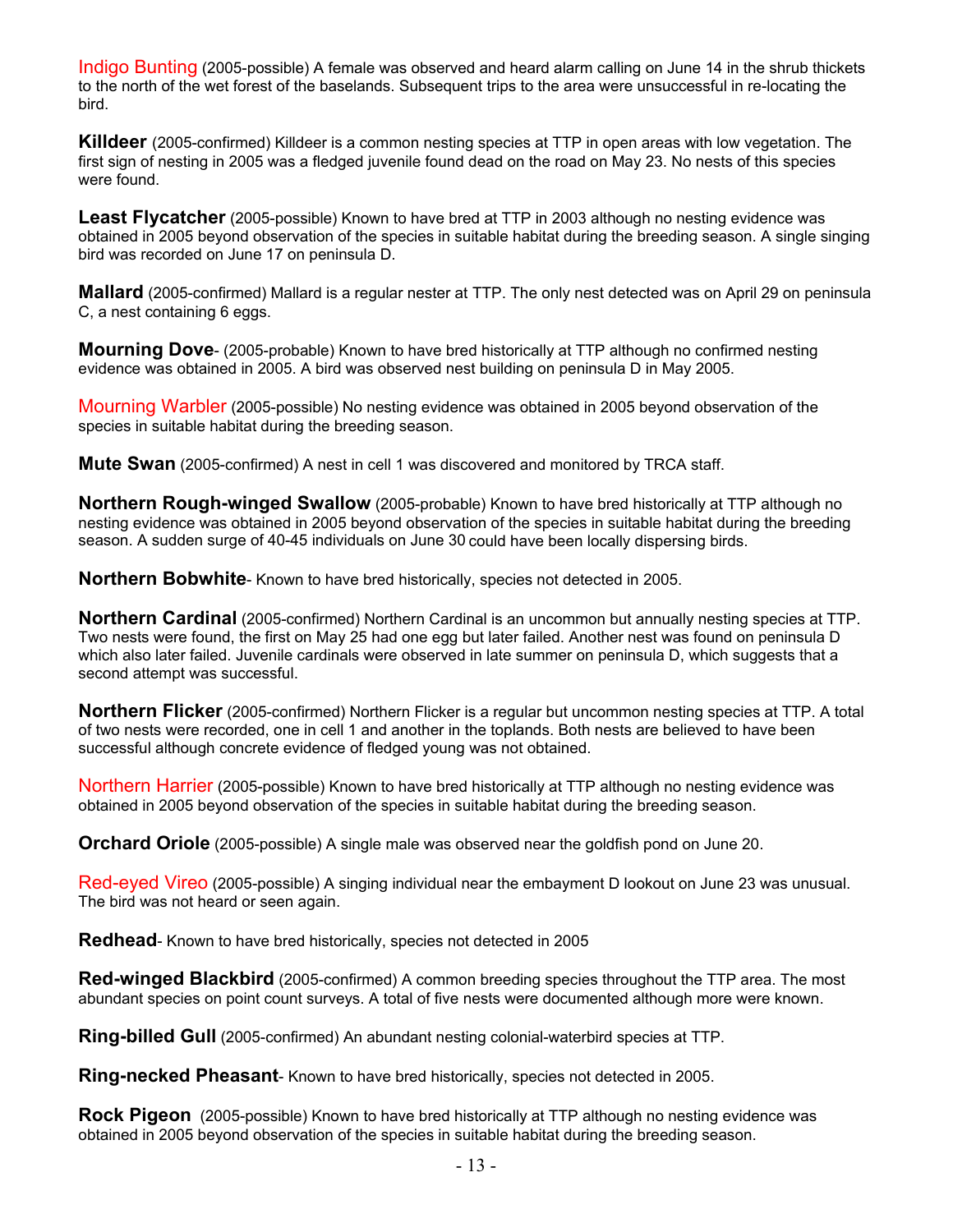Indigo Bunting (2005-possible) A female was observed and heard alarm calling on June 14 in the shrub thickets to the north of the wet forest of the baselands. Subsequent trips to the area were unsuccessful in re-locating the bird.

**Killdeer** (2005-confirmed) Killdeer is a common nesting species at TTP in open areas with low vegetation. The first sign of nesting in 2005 was a fledged juvenile found dead on the road on May 23. No nests of this species were found.

**Least Flycatcher** (2005-possible) Known to have bred at TTP in 2003 although no nesting evidence was obtained in 2005 beyond observation of the species in suitable habitat during the breeding season. A single singing bird was recorded on June 17 on peninsula D.

**Mallard** (2005-confirmed) Mallard is a regular nester at TTP. The only nest detected was on April 29 on peninsula C, a nest containing 6 eggs.

**Mourning Dove**- (2005-probable) Known to have bred historically at TTP although no confirmed nesting evidence was obtained in 2005. A bird was observed nest building on peninsula D in May 2005.

Mourning Warbler (2005-possible) No nesting evidence was obtained in 2005 beyond observation of the species in suitable habitat during the breeding season.

**Mute Swan** (2005-confirmed) A nest in cell 1 was discovered and monitored by TRCA staff.

**Northern Rough-winged Swallow** (2005-probable) Known to have bred historically at TTP although no nesting evidence was obtained in 2005 beyond observation of the species in suitable habitat during the breeding season. A sudden surge of 40-45 individuals on June 30 could have been locally dispersing birds.

**Northern Bobwhite**- Known to have bred historically, species not detected in 2005.

**Northern Cardinal** (2005-confirmed) Northern Cardinal is an uncommon but annually nesting species at TTP. Two nests were found, the first on May 25 had one egg but later failed. Another nest was found on peninsula D which also later failed. Juvenile cardinals were observed in late summer on peninsula D, which suggests that a second attempt was successful.

**Northern Flicker** (2005-confirmed) Northern Flicker is a regular but uncommon nesting species at TTP. A total of two nests were recorded, one in cell 1 and another in the toplands. Both nests are believed to have been successful although concrete evidence of fledged young was not obtained.

Northern Harrier (2005-possible) Known to have bred historically at TTP although no nesting evidence was obtained in 2005 beyond observation of the species in suitable habitat during the breeding season.

**Orchard Oriole** (2005-possible) A single male was observed near the goldfish pond on June 20.

Red-eyed Vireo (2005-possible) A singing individual near the embayment D lookout on June 23 was unusual. The bird was not heard or seen again.

**Redhead**- Known to have bred historically, species not detected in 2005

**Red-winged Blackbird** (2005-confirmed) A common breeding species throughout the TTP area. The most abundant species on point count surveys. A total of five nests were documented although more were known.

**Ring-billed Gull** (2005-confirmed) An abundant nesting colonial-waterbird species at TTP.

**Ring-necked Pheasant**- Known to have bred historically, species not detected in 2005.

**Rock Pigeon** (2005-possible) Known to have bred historically at TTP although no nesting evidence was obtained in 2005 beyond observation of the species in suitable habitat during the breeding season.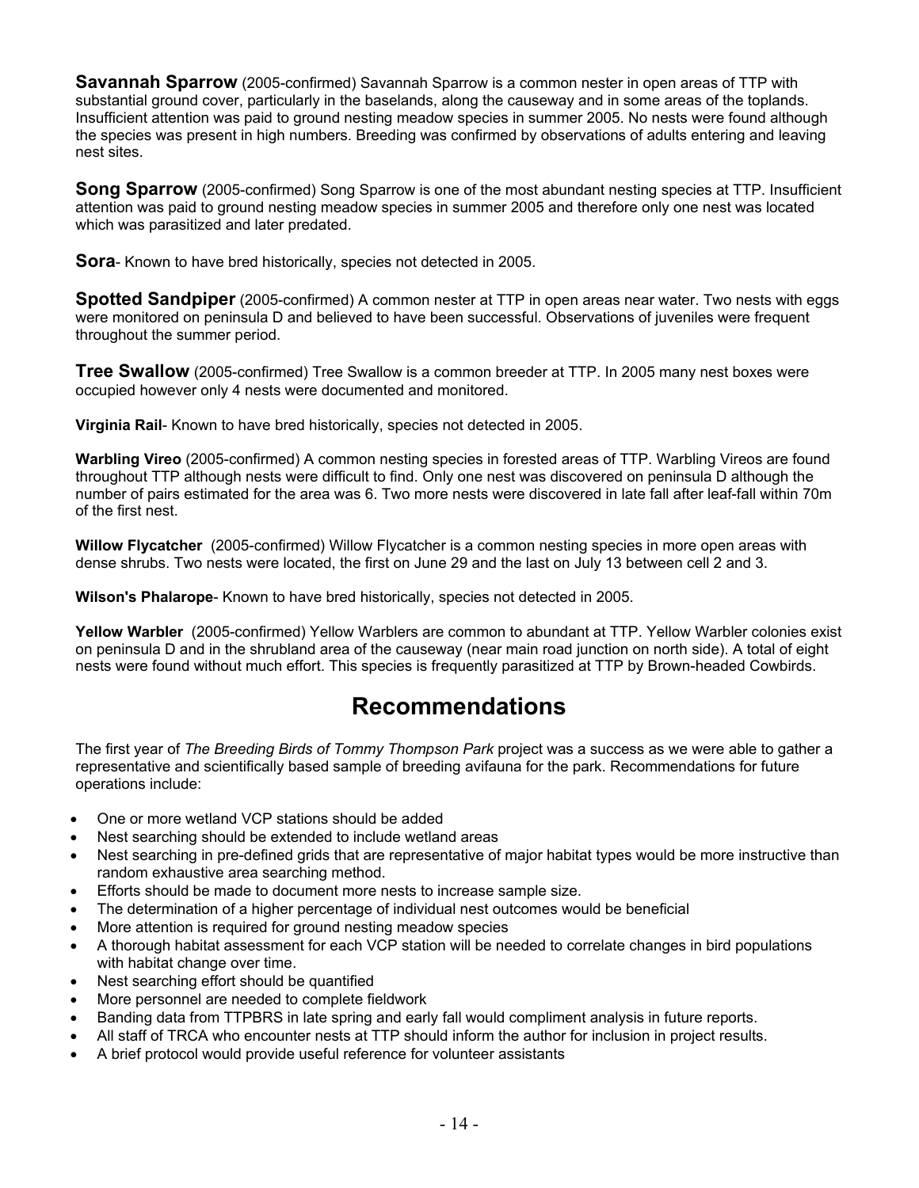**Savannah Sparrow** (2005-confirmed) Savannah Sparrow is a common nester in open areas of TTP with substantial ground cover, particularly in the baselands, along the causeway and in some areas of the toplands. Insufficient attention was paid to ground nesting meadow species in summer 2005. No nests were found although the species was present in high numbers. Breeding was confirmed by observations of adults entering and leaving nest sites.

**Song Sparrow** (2005-confirmed) Song Sparrow is one of the most abundant nesting species at TTP. Insufficient attention was paid to ground nesting meadow species in summer 2005 and therefore only one nest was located which was parasitized and later predated.

**Sora**- Known to have bred historically, species not detected in 2005.

**Spotted Sandpiper** (2005-confirmed) A common nester at TTP in open areas near water. Two nests with eggs were monitored on peninsula D and believed to have been successful. Observations of juveniles were frequent throughout the summer period.

**Tree Swallow** (2005-confirmed) Tree Swallow is a common breeder at TTP. In 2005 many nest boxes were occupied however only 4 nests were documented and monitored.

**Virginia Rail**- Known to have bred historically, species not detected in 2005.

**Warbling Vireo** (2005-confirmed) A common nesting species in forested areas of TTP. Warbling Vireos are found throughout TTP although nests were difficult to find. Only one nest was discovered on peninsula D although the number of pairs estimated for the area was 6. Two more nests were discovered in late fall after leaf-fall within 70m of the first nest.

**Willow Flycatcher** (2005-confirmed) Willow Flycatcher is a common nesting species in more open areas with dense shrubs. Two nests were located, the first on June 29 and the last on July 13 between cell 2 and 3.

**Wilson's Phalarope**- Known to have bred historically, species not detected in 2005.

**Yellow Warbler** (2005-confirmed) Yellow Warblers are common to abundant at TTP. Yellow Warbler colonies exist on peninsula D and in the shrubland area of the causeway (near main road junction on north side). A total of eight nests were found without much effort. This species is frequently parasitized at TTP by Brown-headed Cowbirds.

# Recommendations

The first year of *The Breeding Birds of Tommy Thompson Park* project was a success as we were able to gather a representative and scientifically based sample of breeding avifauna for the park. Recommendations for future operations include:

- One or more wetland VCP stations should be added
- Nest searching should be extended to include wetland areas
- Nest searching in pre-defined grids that are representative of major habitat types would be more instructive than random exhaustive area searching method.
- Efforts should be made to document more nests to increase sample size.
- The determination of a higher percentage of individual nest outcomes would be beneficial
- More attention is required for ground nesting meadow species
- A thorough habitat assessment for each VCP station will be needed to correlate changes in bird populations with habitat change over time.
- Nest searching effort should be quantified
- More personnel are needed to complete fieldwork
- Banding data from TTPBRS in late spring and early fall would compliment analysis in future reports.
- All staff of TRCA who encounter nests at TTP should inform the author for inclusion in project results.
- A brief protocol would provide useful reference for volunteer assistants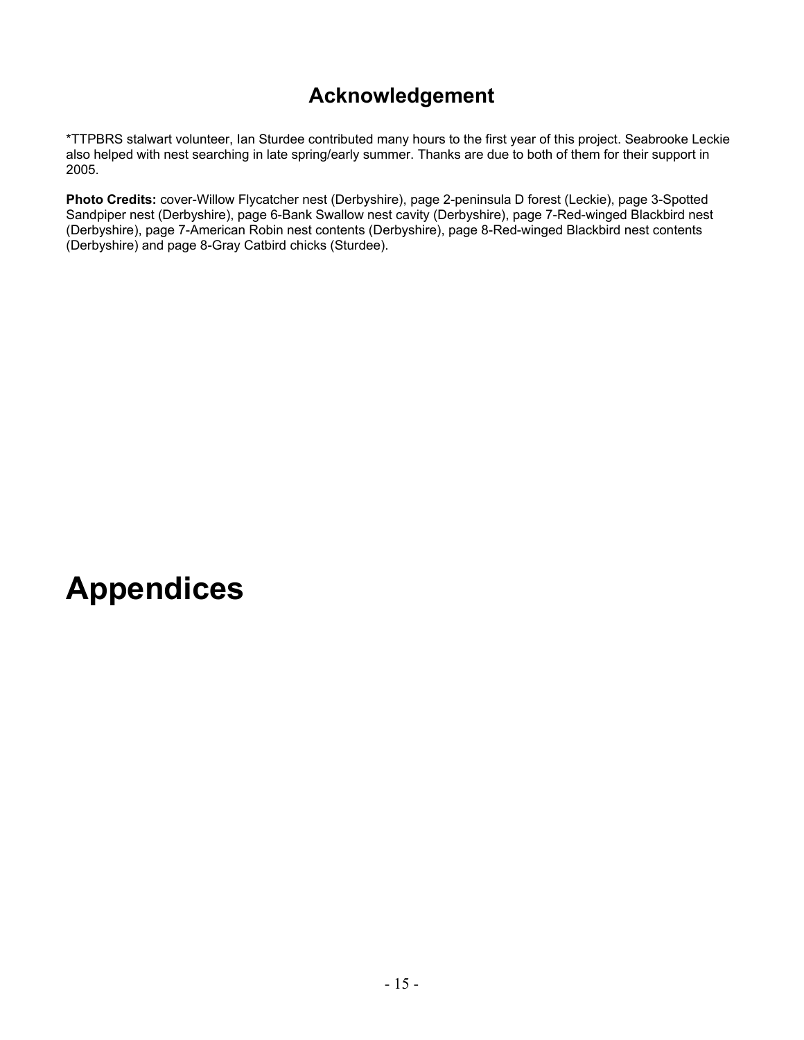## Acknowledgement

*TTPBRS stalwart volunteer, Ian Sturdee contributed many hours to the first year of this project. Seabrooke Leckie also helped with nest searching in late spring/early summer. Thanks are due to both of them for their support in 2005.

**Photo Credits:** cover-Willow Flycatcher nest (Derbyshire), page 2-peninsula D forest (Leckie), page 3-Spotted Sandpiper nest (Derbyshire), page 6-Bank Swallow nest cavity (Derbyshire), page 7-Red-winged Blackbird nest (Derbyshire), page 7-American Robin nest contents (Derbyshire), page 8-Red-winged Blackbird nest contents (Derbyshire) and page 8-Gray Catbird chicks (Sturdee).

# Appendices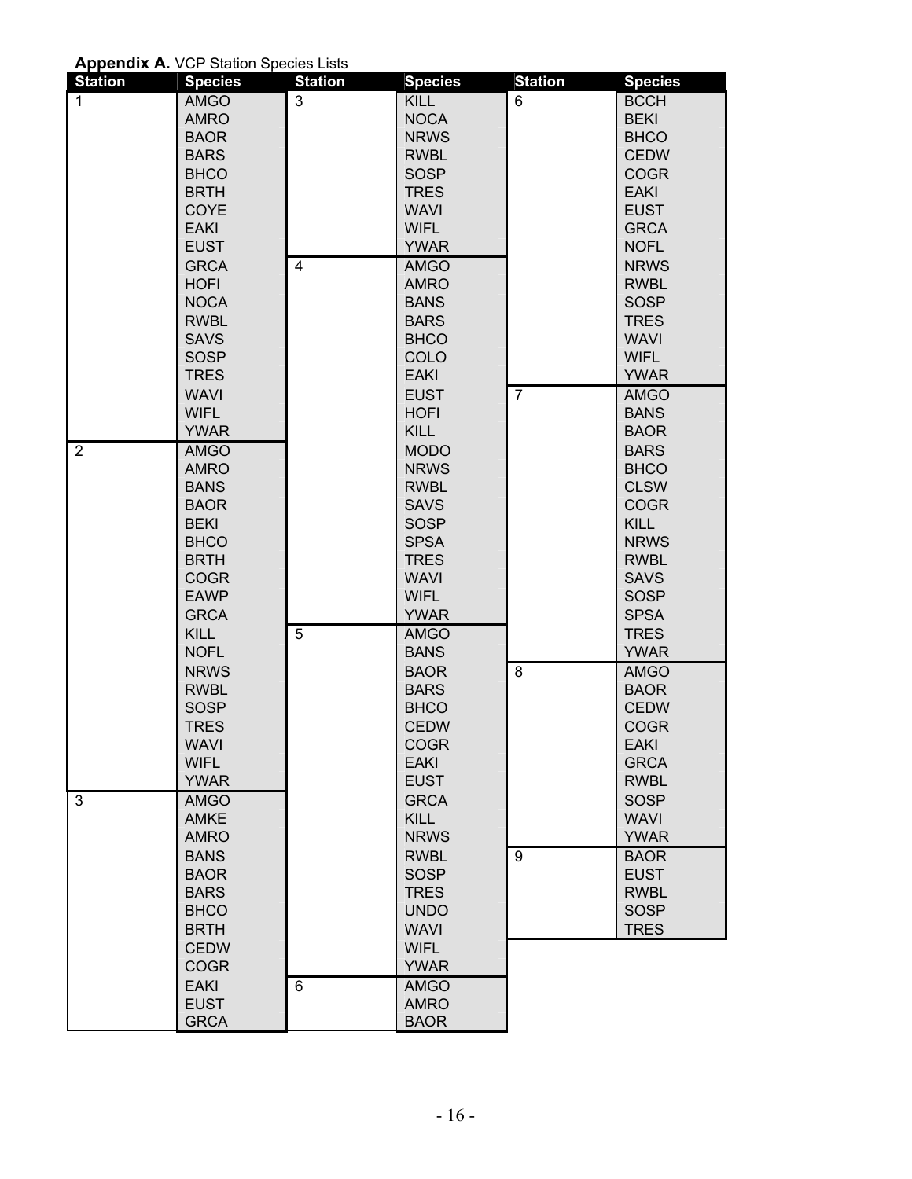**Appendix A.** VCP Station Species Lists

| Station | Species |
|---|---|
| 1 | AMGO |
| | AMRO |
| | BAOR |
| | BARS |
| | BHCO |
| | BRTH |
| | COYE |
| | EAKI |
| | EUST |
| | GRCA |
| | HOFI |
| | NOCA |
| | RWBL |
| | SAVS |
| | SOSP |
| | TRES |
| | WAVI |
| | WIFL |
| | YWAR |
| 2 | AMGO |
| | AMRO |
| | BANS |
| | BAOR |
| | BEKI |
| | BHCO |
| | BRTH |
| | COGR |
| | EAWP |
| | GRCA |
| | KILL |
| | NOFL |
| | NRWS |
| | RWBL |
| | SOSP |
| | TRES |
| | WAVI |
| | WIFL |
| | YWAR |
| 3 | AMGO |
| | AMKE |
| | AMRO |
| | BANS |
| | BAOR |
| | BARS |
| | BHCO |
| | BRTH |
| | CEDW |
| | COGR |
| | EAKI |
| | EUST |
| | GRCA |
| 3 | KILL |
| | NOCA |
| | NRWS |
| | RWBL |
| | SOSP |
| | TRES |
| | WAVI |
| | WIFL |
| | YWAR |
| 4 | AMGO |
| | AMRO |
| | BANS |
| | BARS |
| | BHCO |
| | COLO |
| | EAKI |
| | EUST |
| | HOFI |
| | KILL |
| | MODO |
| | NRWS |
| | RWBL |
| | SAVS |
| | SOSP |
| | SPSA |
| | TRES |
| | WAVI |
| | WIFL |
| | YWAR |
| 5 | AMGO |
| | BANS |
| | BAOR |
| | BARS |
| | BHCO |
| | CEDW |
| | COGR |
| | EAKI |
| | EUST |
| | GRCA |
| | KILL |
| | NRWS |
| | RWBL |
| | SOSP |
| | TRES |
| | UNDO |
| | WAVI |
| | WIFL |
| | YWAR |
| 6 | AMGO |
| | AMRO |
| | BAOR |
| 6 | BCCH |
| | BEKI |
| | BHCO |
| | CEDW |
| | COGR |
| | EAKI |
| | EUST |
| | GRCA |
| | NOFL |
| | NRWS |
| | RWBL |
| | SOSP |
| | TRES |
| | WAVI |
| | WIFL |
| | YWAR |
| 7 | AMGO |
| | BANS |
| | BAOR |
| | BARS |
| | BHCO |
| | CLSW |
| | COGR |
| | KILL |
| | NRWS |
| | RWBL |
| | SAVS |
| | SOSP |
| | SPSA |
| | TRES |
| | YWAR |
| 8 | AMGO |
| | BAOR |
| | CEDW |
| | COGR |
| | EAKI |
| | GRCA |
| | RWBL |
| | SOSP |
| | WAVI |
| | YWAR |
| 9 | BAOR |
| | EUST |
| | RWBL |
| | SOSP |
| | TRES |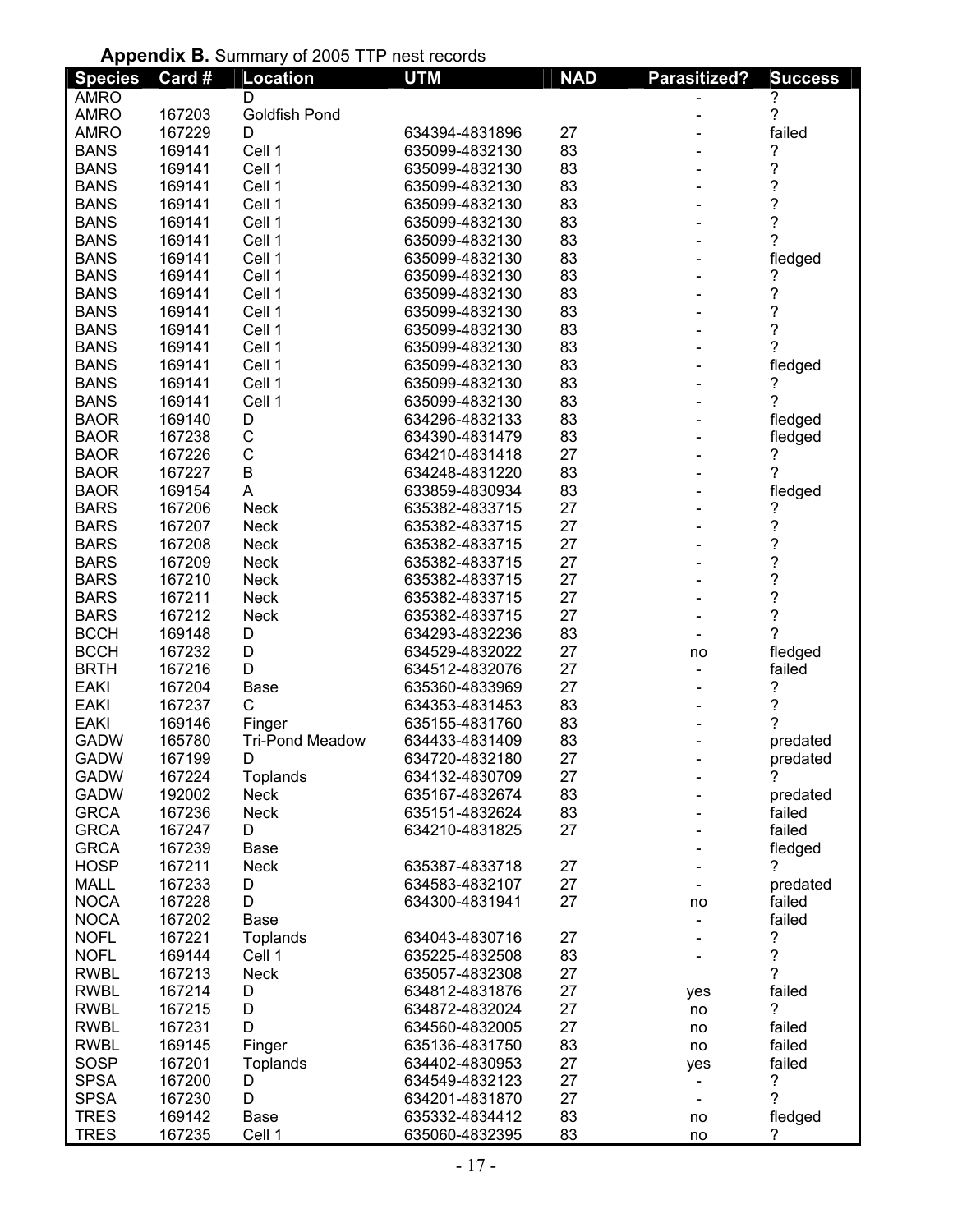**Appendix B.** Summary of 2005 TTP nest records

| Species | Card # | Location | UTM | NAD | Parasitized? | Success |
|---|---|---|---|---|---|---|
| AMRO | | D | | | - | ? |
| AMRO | 167203 | Goldfish Pond | | | - | ? |
| AMRO | 167229 | D | 634394-4831896 | 27 | - | failed |
| BANS | 169141 | Cell 1 | 635099-4832130 | 83 | - | ? |
| BANS | 169141 | Cell 1 | 635099-4832130 | 83 | - | ? |
| BANS | 169141 | Cell 1 | 635099-4832130 | 83 | - | ? |
| BANS | 169141 | Cell 1 | 635099-4832130 | 83 | - | ? |
| BANS | 169141 | Cell 1 | 635099-4832130 | 83 | - | ? |
| BANS | 169141 | Cell 1 | 635099-4832130 | 83 | - | ? |
| BANS | 169141 | Cell 1 | 635099-4832130 | 83 | - | fledged |
| BANS | 169141 | Cell 1 | 635099-4832130 | 83 | - | ? |
| BANS | 169141 | Cell 1 | 635099-4832130 | 83 | - | ? |
| BANS | 169141 | Cell 1 | 635099-4832130 | 83 | - | ? |
| BANS | 169141 | Cell 1 | 635099-4832130 | 83 | - | ? |
| BANS | 169141 | Cell 1 | 635099-4832130 | 83 | - | ? |
| BANS | 169141 | Cell 1 | 635099-4832130 | 83 | - | fledged |
| BANS | 169141 | Cell 1 | 635099-4832130 | 83 | - | ? |
| BANS | 169141 | Cell 1 | 635099-4832130 | 83 | - | ? |
| BAOR | 169140 | D | 634296-4832133 | 83 | - | fledged |
| BAOR | 167238 | C | 634390-4831479 | 83 | - | fledged |
| BAOR | 167226 | C | 634210-4831418 | 27 | - | ? |
| BAOR | 167227 | B | 634248-4831220 | 83 | - | ? |
| BAOR | 169154 | A | 633859-4830934 | 83 | - | fledged |
| BARS | 167206 | Neck | 635382-4833715 | 27 | - | ? |
| BARS | 167207 | Neck | 635382-4833715 | 27 | - | ? |
| BARS | 167208 | Neck | 635382-4833715 | 27 | - | ? |
| BARS | 167209 | Neck | 635382-4833715 | 27 | - | ? |
| BARS | 167210 | Neck | 635382-4833715 | 27 | - | ? |
| BARS | 167211 | Neck | 635382-4833715 | 27 | - | ? |
| BARS | 167212 | Neck | 635382-4833715 | 27 | - | ? |
| BCCH | 169148 | D | 634293-4832236 | 83 | - | ? |
| BCCH | 167232 | D | 634529-4832022 | 27 | no | fledged |
| BRTH | 167216 | D | 634512-4832076 | 27 | - | failed |
| EAKI | 167204 | Base | 635360-4833969 | 27 | - | ? |
| EAKI | 167237 | C | 634353-4831453 | 83 | - | ? |
| EAKI | 169146 | Finger | 635155-4831760 | 83 | - | ? |
| GADW | 165780 | Tri-Pond Meadow | 634433-4831409 | 83 | - | predated |
| GADW | 167199 | D | 634720-4832180 | 27 | - | predated |
| GADW | 167224 | Toplands | 634132-4830709 | 27 | - | ? |
| GADW | 192002 | Neck | 635167-4832674 | 83 | - | predated |
| GRCA | 167236 | Neck | 635151-4832624 | 83 | - | failed |
| GRCA | 167247 | D | 634210-4831825 | 27 | - | failed |
| GRCA | 167239 | Base | | | - | fledged |
| HOSP | 167211 | Neck | 635387-4833718 | 27 | - | ? |
| MALL | 167233 | D | 634583-4832107 | 27 | - | predated |
| NOCA | 167228 | D | 634300-4831941 | 27 | no | failed |
| NOCA | 167202 | Base | | | - | failed |
| NOFL | 167221 | Toplands | 634043-4830716 | 27 | - | ? |
| NOFL | 169144 | Cell 1 | 635225-4832508 | 83 | - | ? |
| RWBL | 167213 | Neck | 635057-4832308 | 27 | | ? |
| RWBL | 167214 | D | 634812-4831876 | 27 | yes | failed |
| RWBL | 167215 | D | 634872-4832024 | 27 | no | ? |
| RWBL | 167231 | D | 634560-4832005 | 27 | no | failed |
| RWBL | 169145 | Finger | 635136-4831750 | 83 | no | failed |
| SOSP | 167201 | Toplands | 634402-4830953 | 27 | yes | failed |
| SPSA | 167200 | D | 634549-4832123 | 27 | - | ? |
| SPSA | 167230 | D | 634201-4831870 | 27 | - | ? |
| TRES | 169142 | Base | 635332-4834412 | 83 | no | fledged |
| TRES | 167235 | Cell 1 | 635060-4832395 | 83 | no | ? |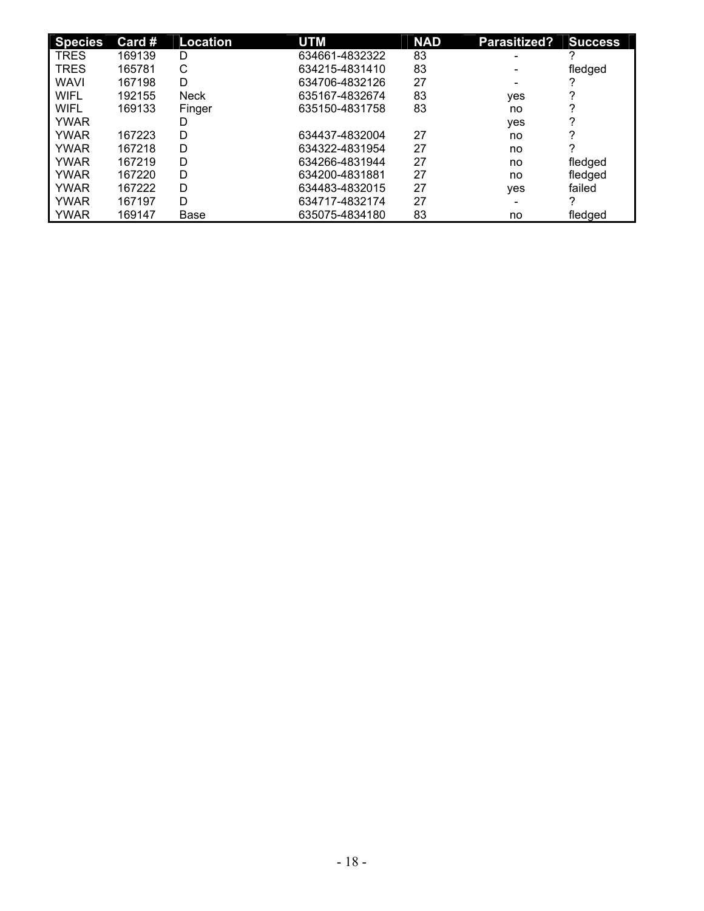| Species | Card # | Location | UTM | NAD | Parasitized? | Success |
|---|---|---|---|---|---|---|
| TRES | 169139 | D | 634661-4832322 | 83 | - | ? |
| TRES | 165781 | C | 634215-4831410 | 83 | - | fledged |
| WAVI | 167198 | D | 634706-4832126 | 27 | - | ? |
| WIFL | 192155 | Neck | 635167-4832674 | 83 | yes | ? |
| WIFL | 169133 | Finger | 635150-4831758 | 83 | no | ? |
| YWAR | | D | | | yes | ? |
| YWAR | 167223 | D | 634437-4832004 | 27 | no | ? |
| YWAR | 167218 | D | 634322-4831954 | 27 | no | ? |
| YWAR | 167219 | D | 634266-4831944 | 27 | no | fledged |
| YWAR | 167220 | D | 634200-4831881 | 27 | no | fledged |
| YWAR | 167222 | D | 634483-4832015 | 27 | yes | failed |
| YWAR | 167197 | D | 634717-4832174 | 27 | - | ? |
| YWAR | 169147 | Base | 635075-4834180 | 83 | no | fledged |